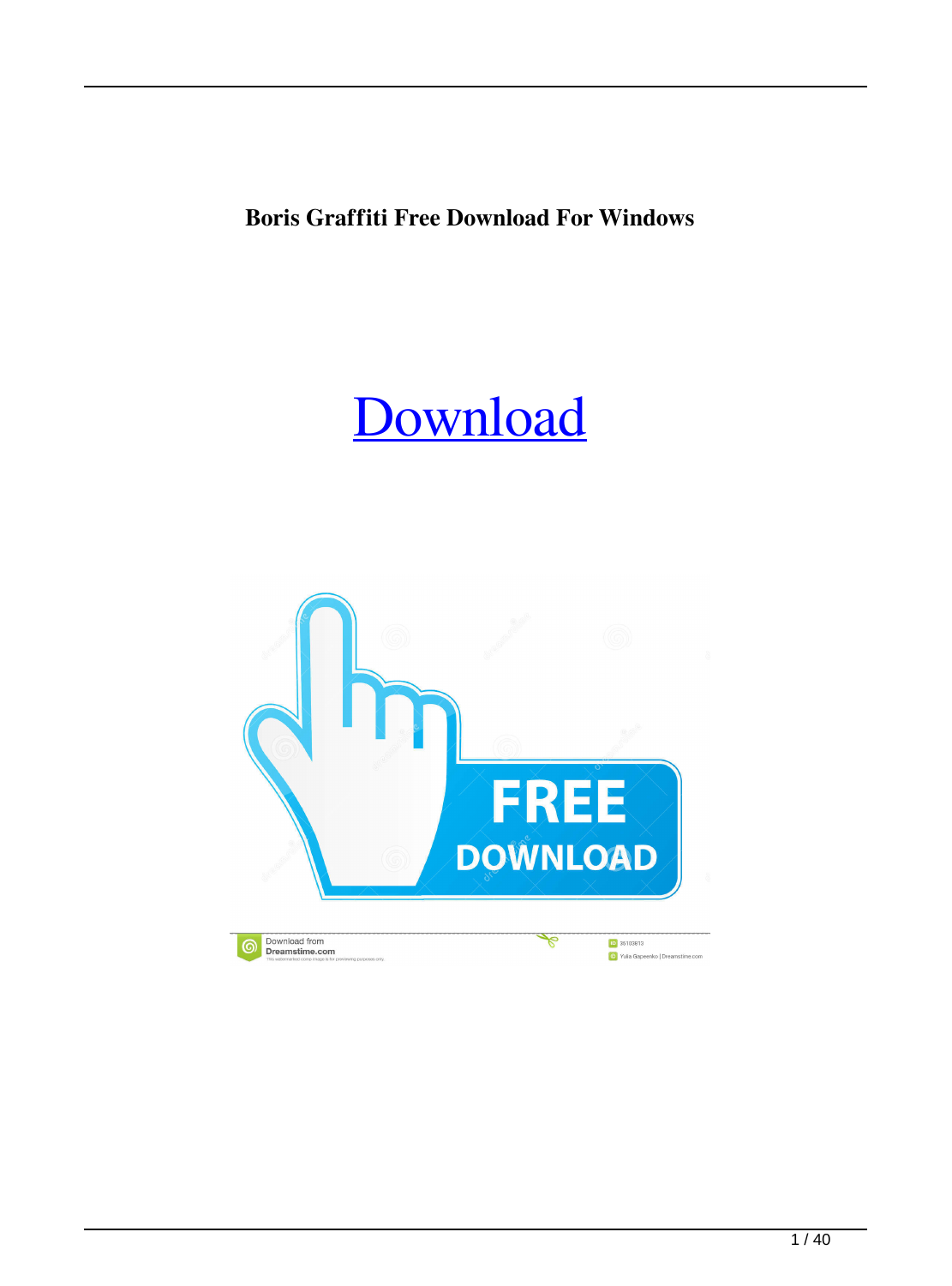**Boris Graffiti Free Download For Windows**

Download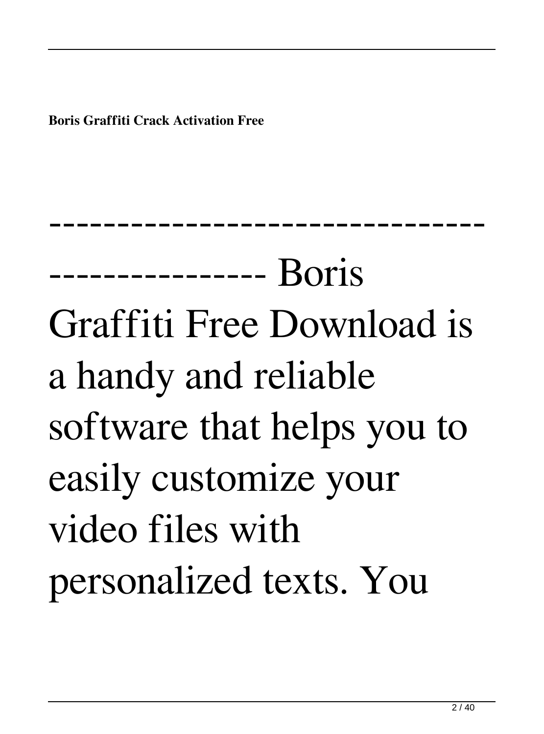------------------------------------------------- Boris Graffiti Free Download is a handy and reliable software that helps you to easily customize your video files with personalized texts. You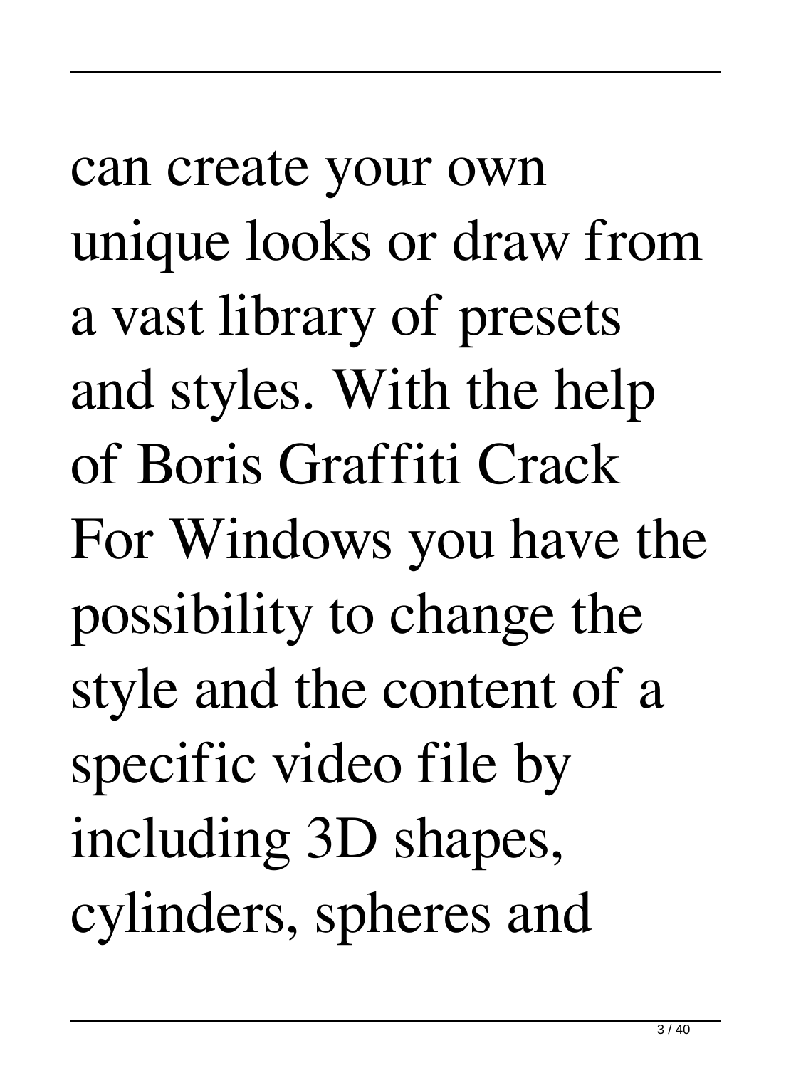can create your own unique looks or draw from a vast library of presets and styles. With the help of Boris Graffiti Crack For Windows you have the possibility to change the style and the content of a specific video file by including 3D shapes, cylinders, spheres and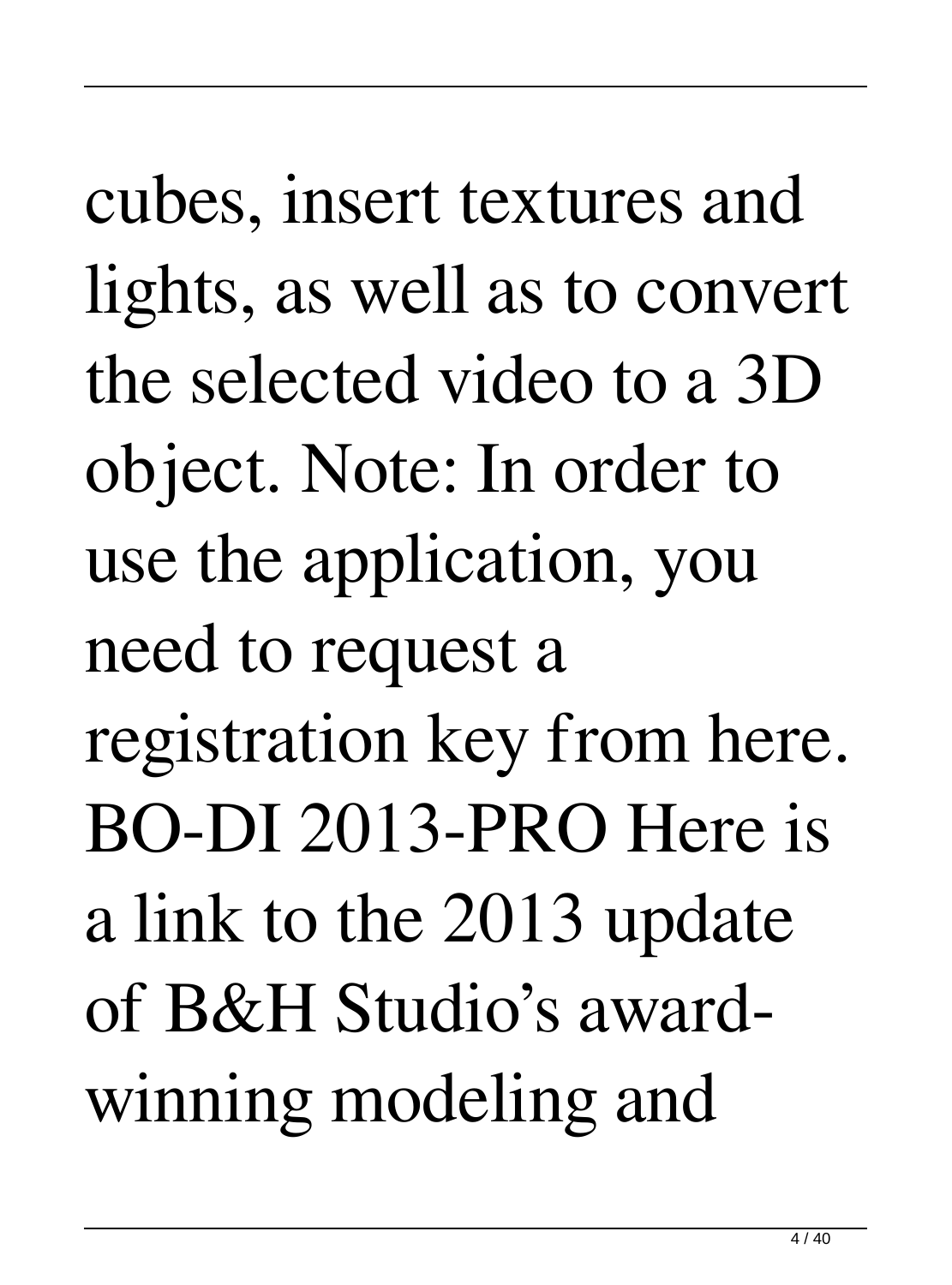cubes, insert textures and lights, as well as to convert the selected video to a 3D object. Note: In order to use the application, you need to request a registration key from here. BO-DI 2013-PRO Here is a link to the 2013 update of B&H Studio's award-winning modeling and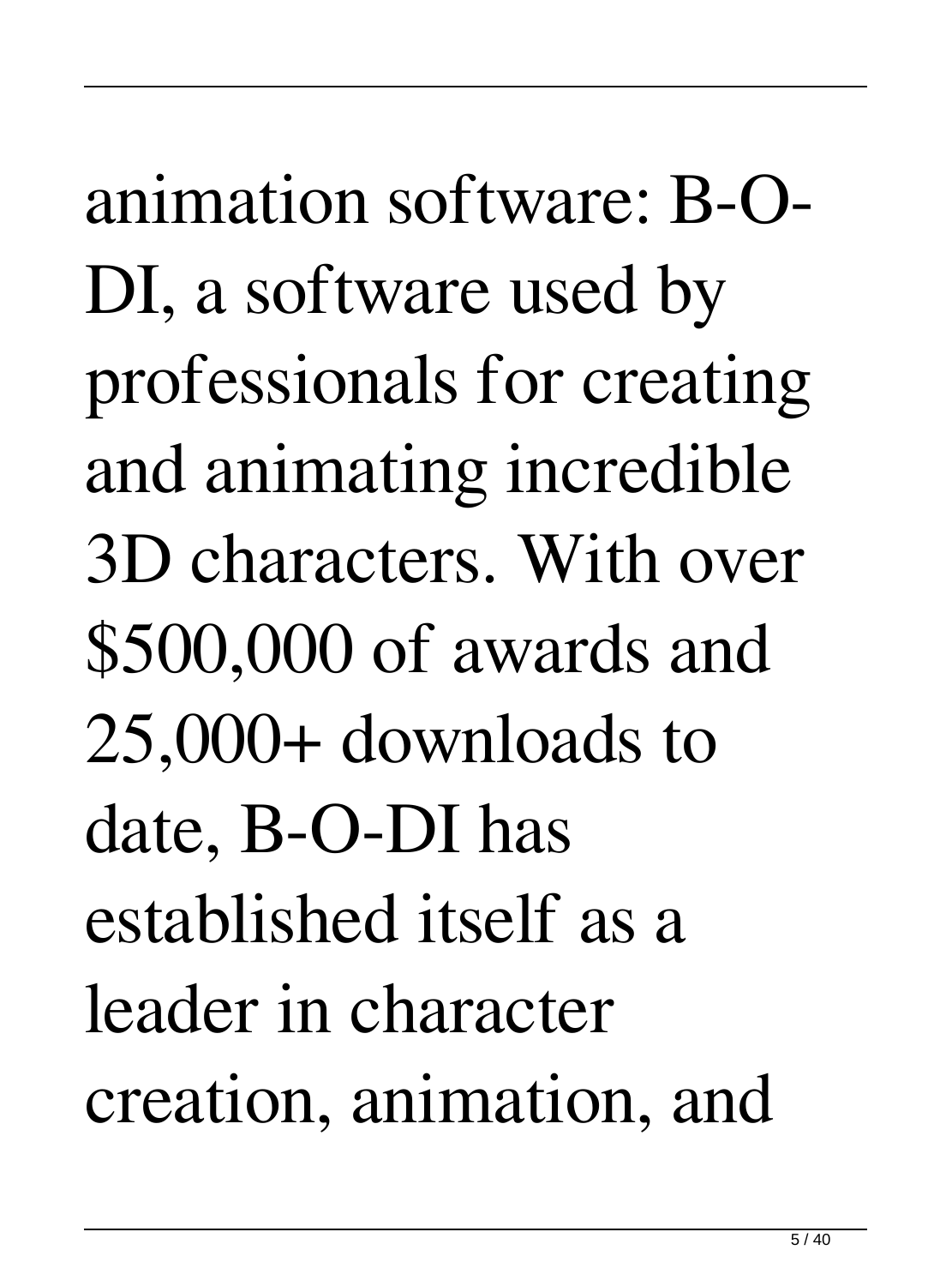animation software: B-O-DI, a software used by professionals for creating and animating incredible 3D characters. With over $500,000 of awards and 25,000+ downloads to date, B-O-DI has established itself as a leader in character creation, animation, and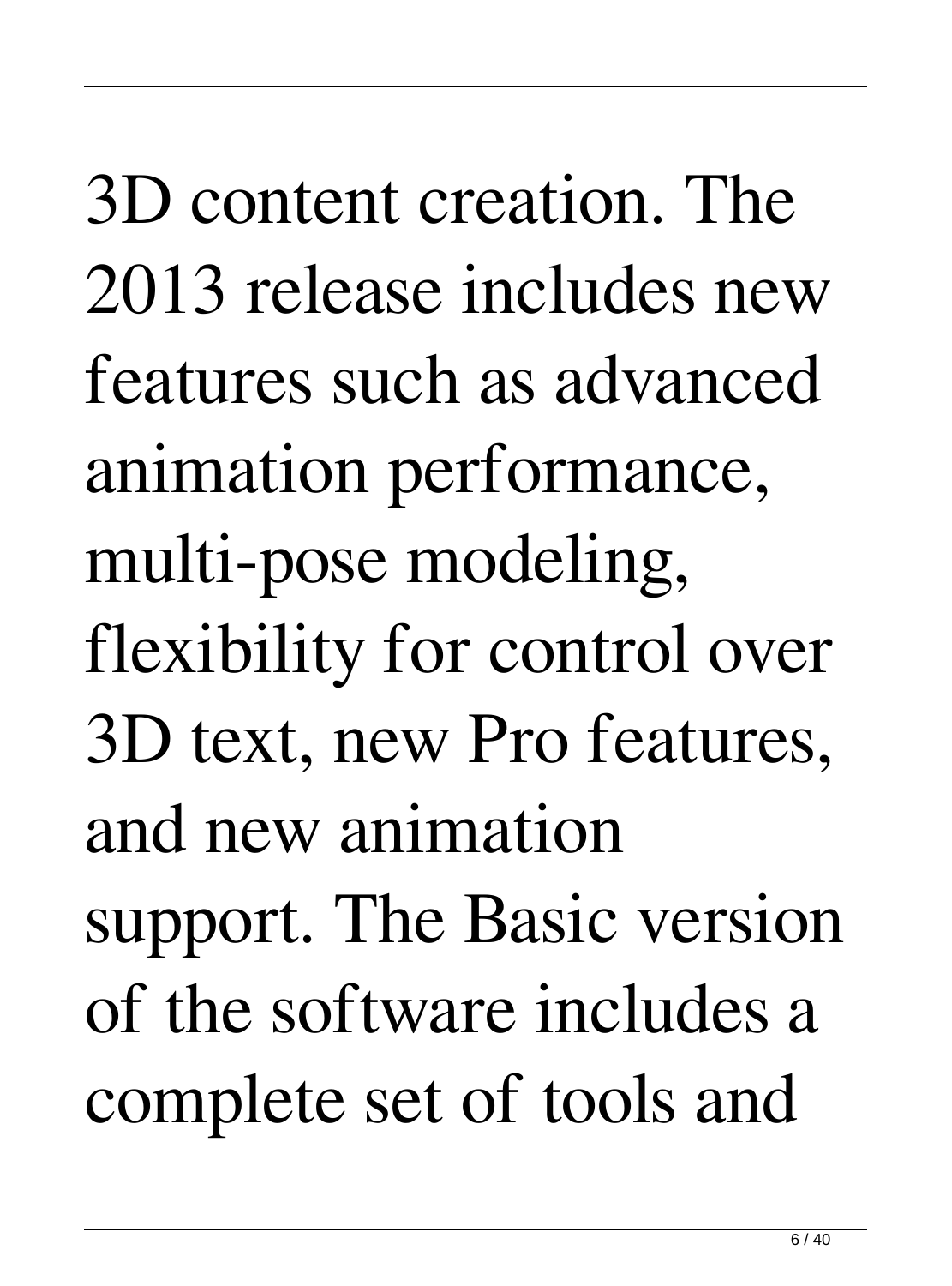3D content creation. The 2013 release includes new features such as advanced animation performance, multi-pose modeling, flexibility for control over 3D text, new Pro features, and new animation support. The Basic version of the software includes a complete set of tools and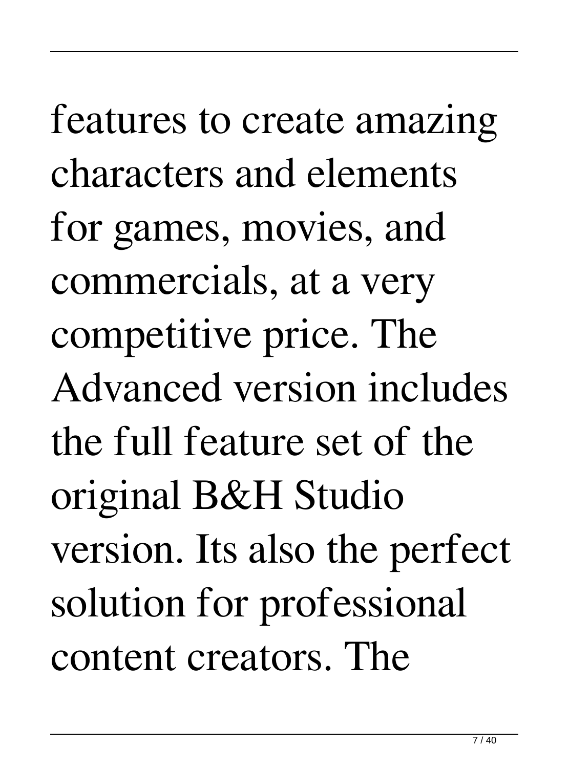features to create amazing characters and elements for games, movies, and commercials, at a very competitive price. The Advanced version includes the full feature set of the original B&H Studio version. Its also the perfect solution for professional content creators. The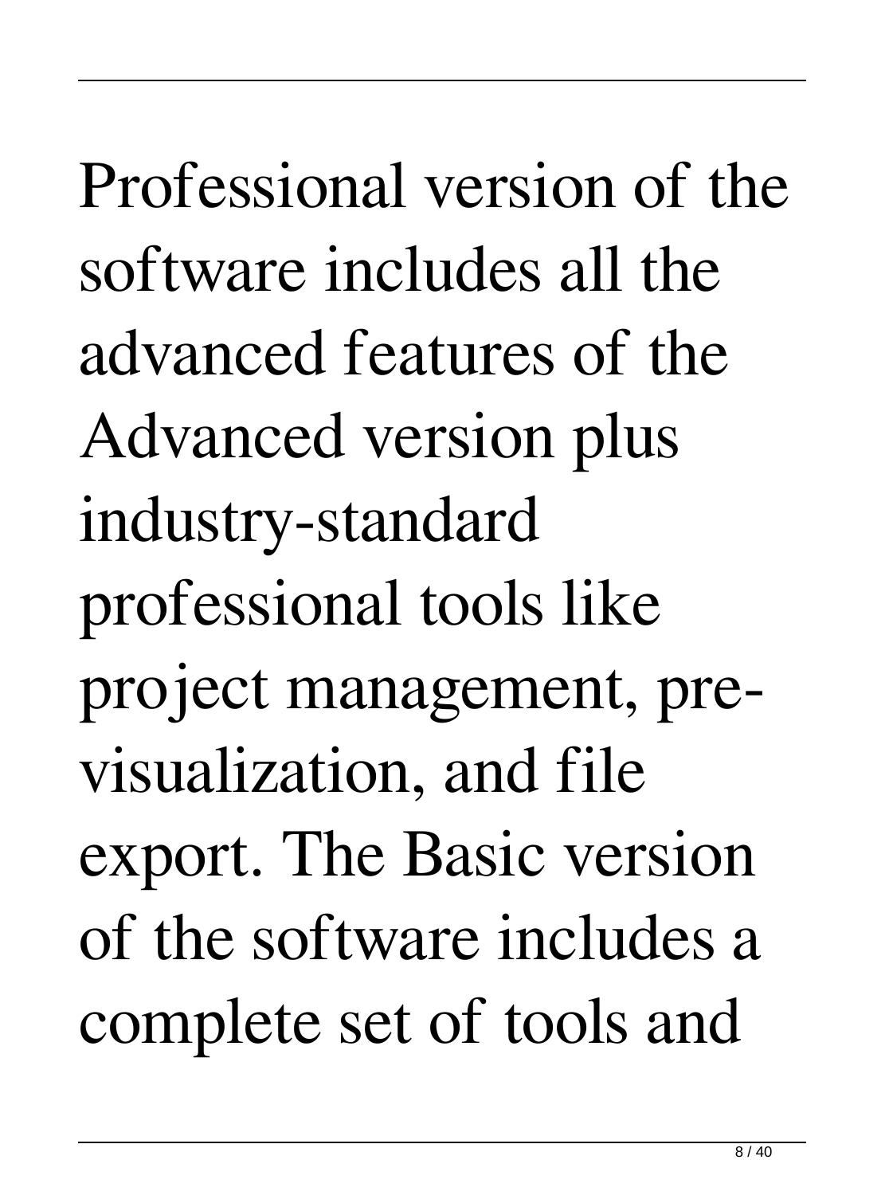Professional version of the software includes all the advanced features of the Advanced version plus industry-standard professional tools like project management, pre-visualization, and file export. The Basic version of the software includes a complete set of tools and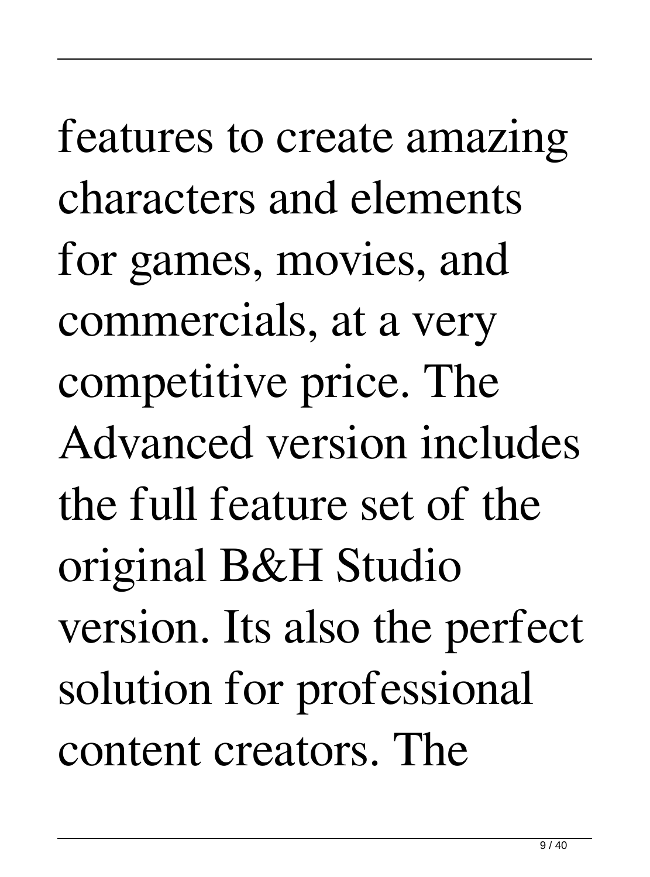features to create amazing characters and elements for games, movies, and commercials, at a very competitive price. The Advanced version includes the full feature set of the original B&H Studio version. Its also the perfect solution for professional content creators. The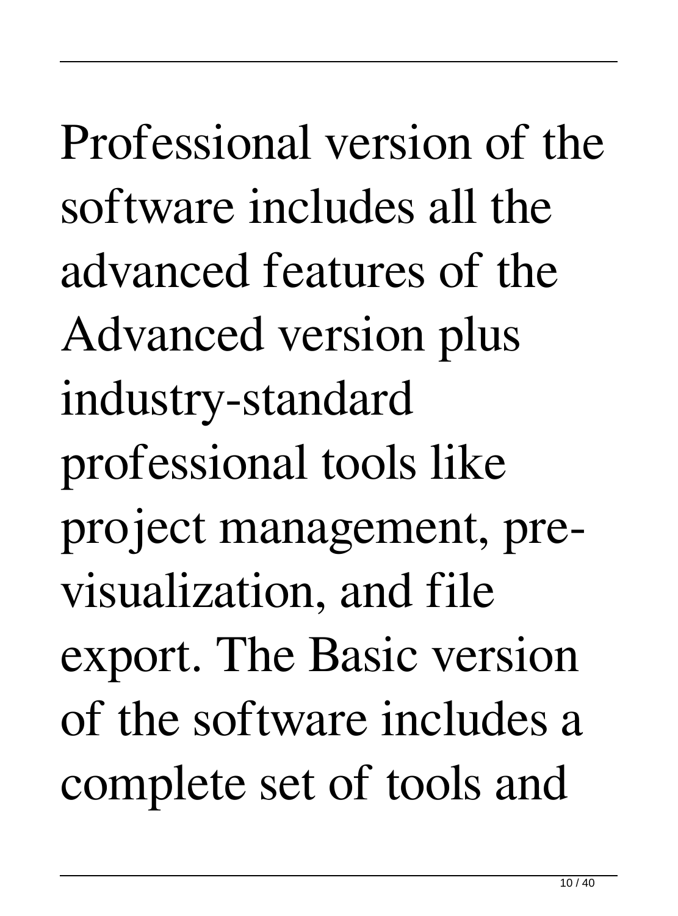Professional version of the software includes all the advanced features of the Advanced version plus industry-standard professional tools like project management, pre-visualization, and file export. The Basic version of the software includes a complete set of tools and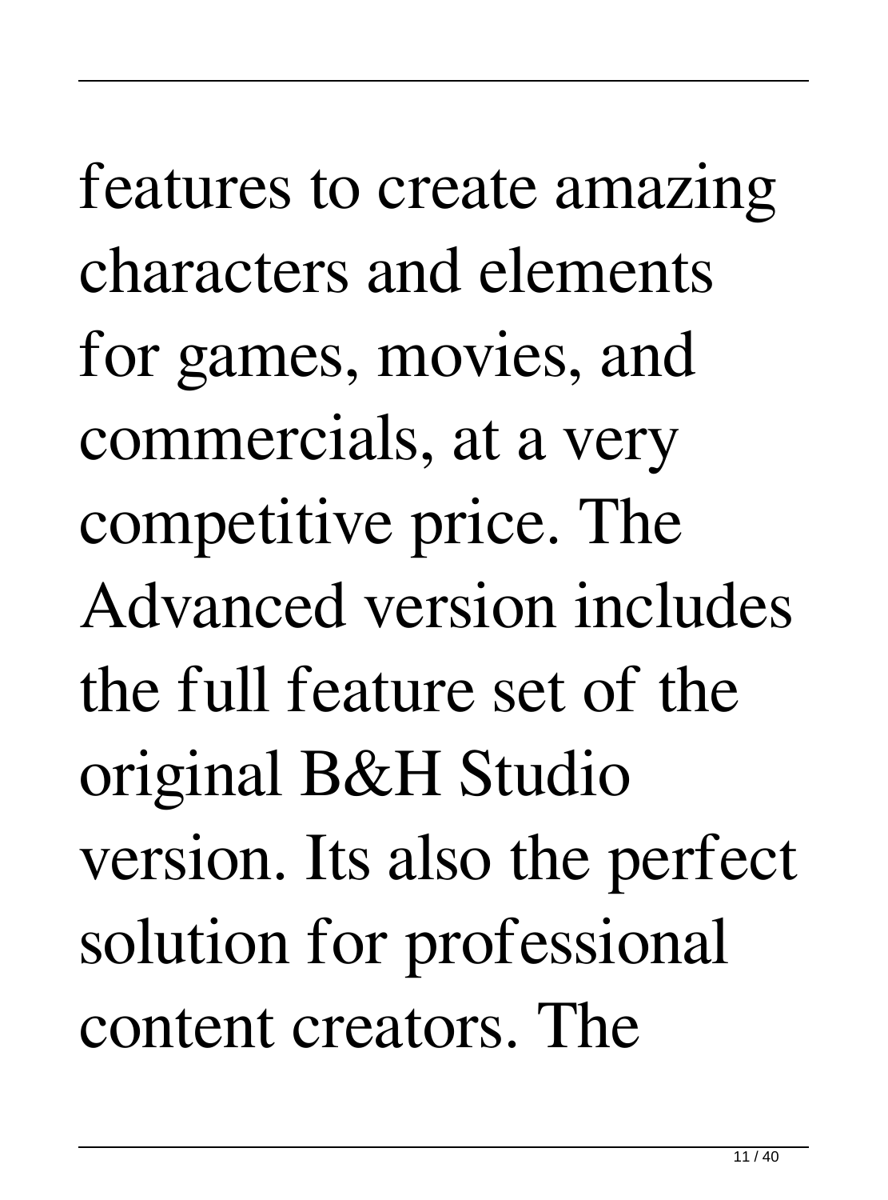features to create amazing characters and elements for games, movies, and commercials, at a very competitive price. The Advanced version includes the full feature set of the original B&H Studio version. Its also the perfect solution for professional content creators. The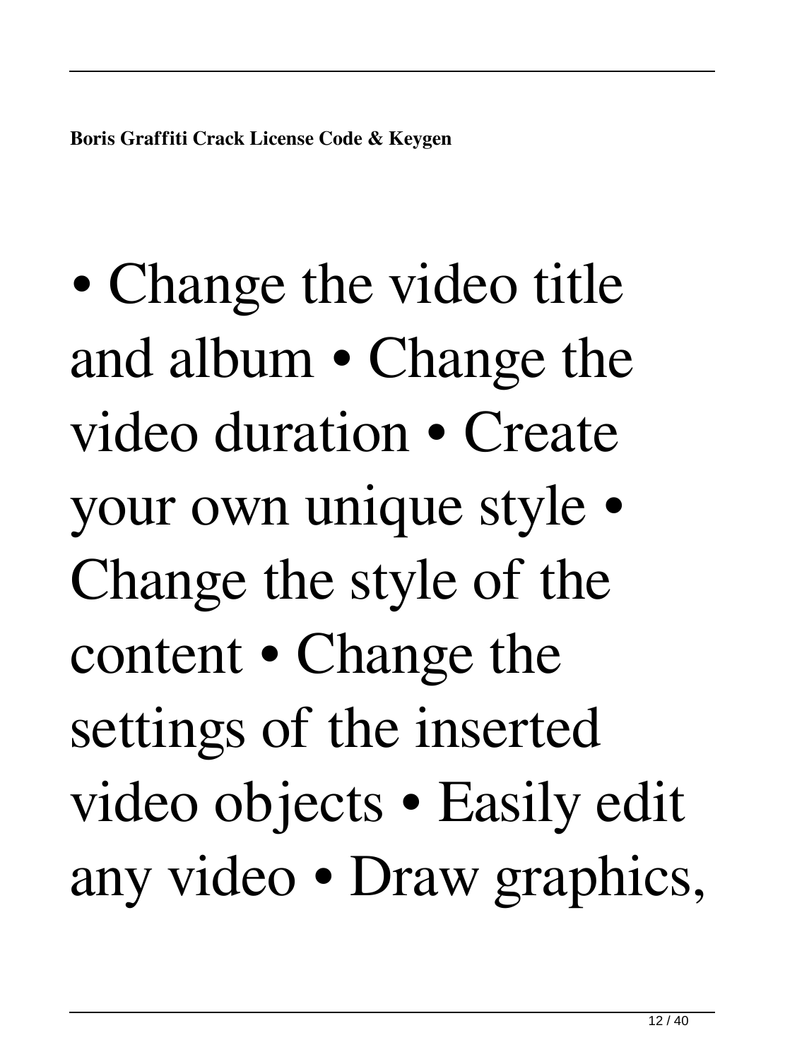• Change the video title and album • Change the video duration • Create your own unique style • Change the style of the content • Change the settings of the inserted video objects • Easily edit any video • Draw graphics,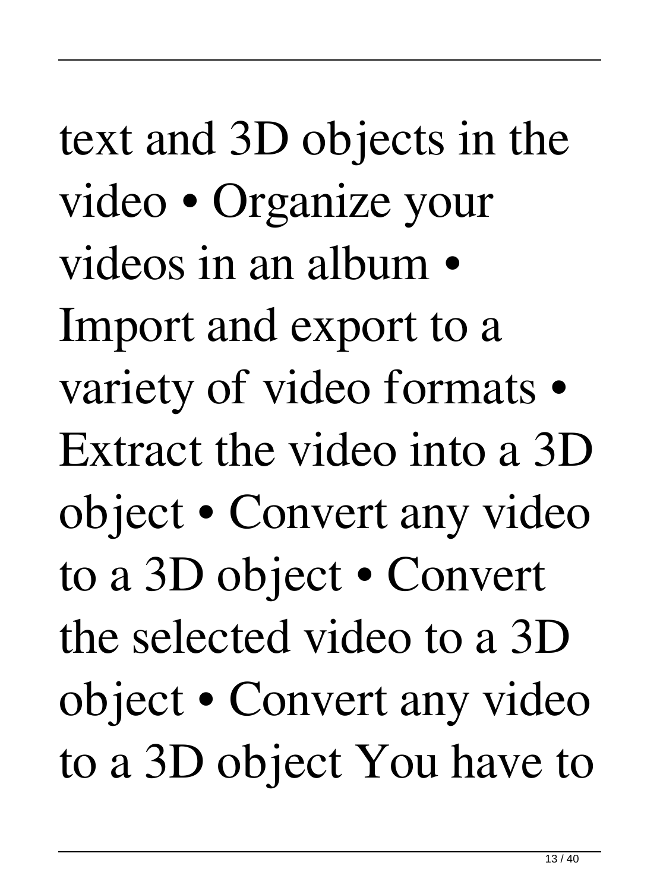text and 3D objects in the video • Organize your videos in an album • Import and export to a variety of video formats • Extract the video into a 3D object • Convert any video to a 3D object • Convert the selected video to a 3D object • Convert any video to a 3D object You have to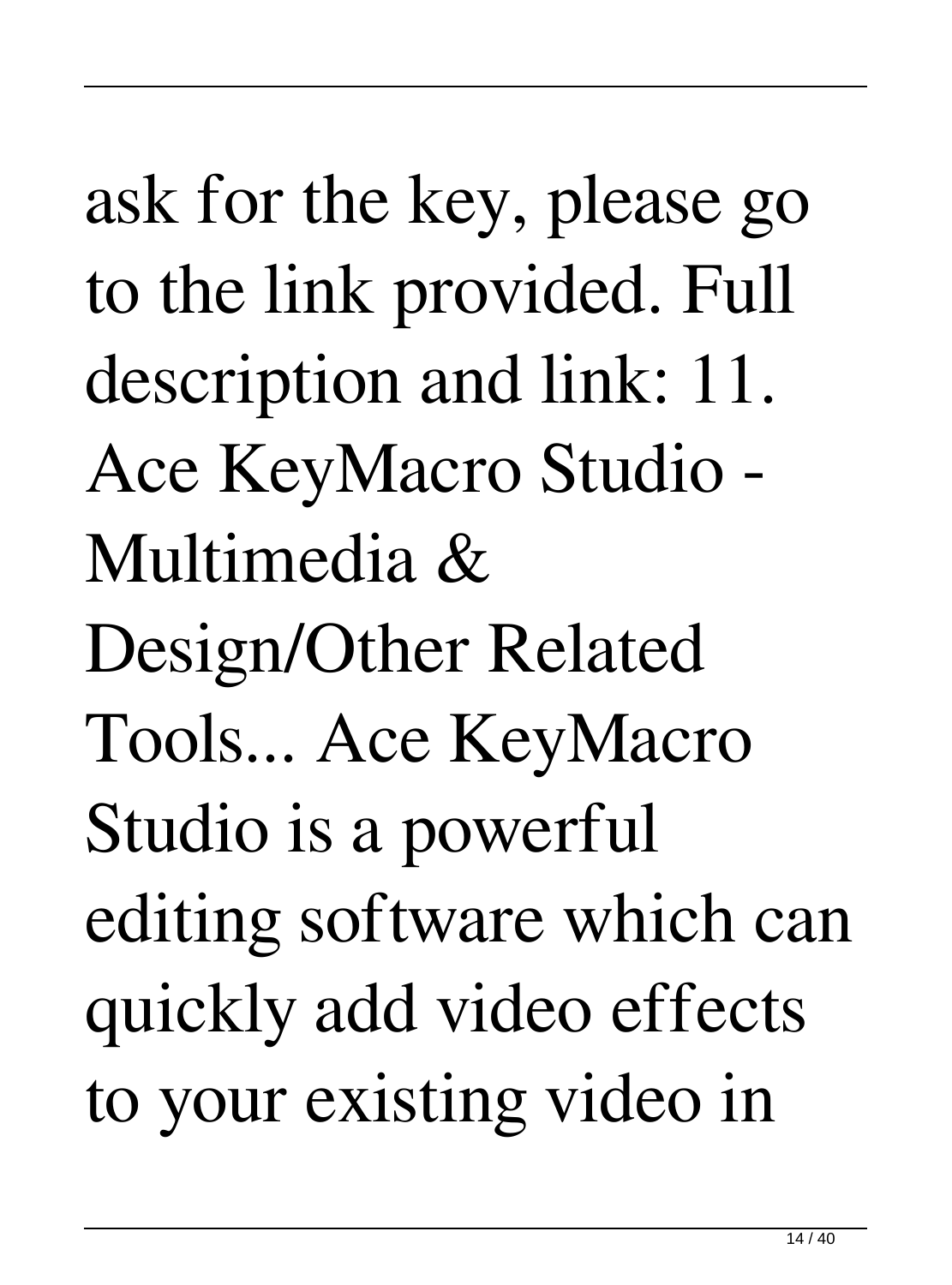ask for the key, please go to the link provided. Full description and link: 11. Ace KeyMacro Studio - Multimedia & Design/Other Related Tools... Ace KeyMacro Studio is a powerful editing software which can quickly add video effects to your existing video in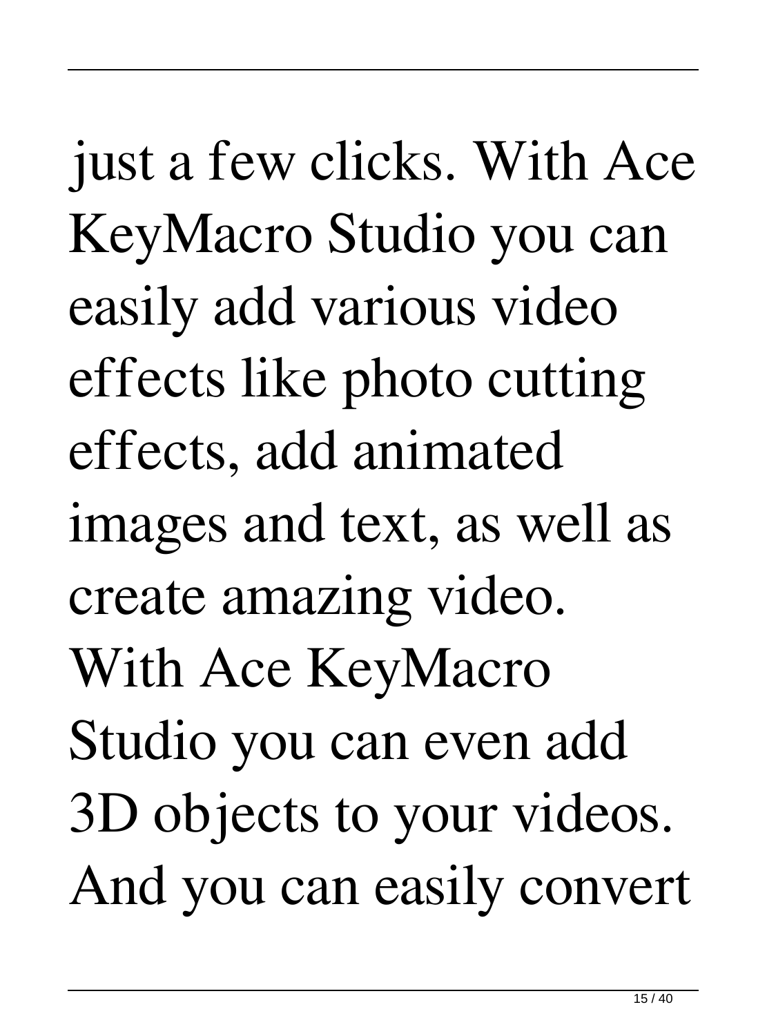just a few clicks. With Ace KeyMacro Studio you can easily add various video effects like photo cutting effects, add animated images and text, as well as create amazing video. With Ace KeyMacro Studio you can even add 3D objects to your videos. And you can easily convert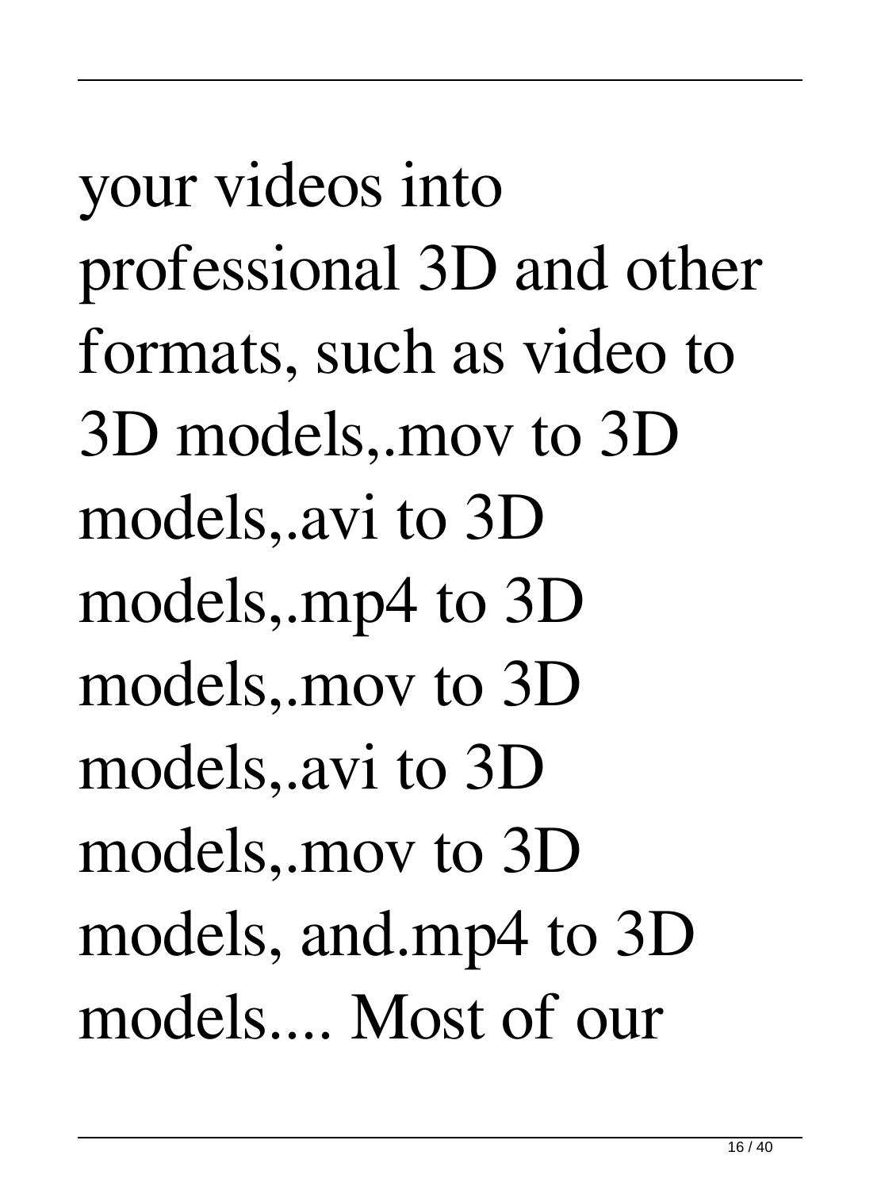your videos into professional 3D and other formats, such as video to 3D models,.mov to 3D models,.avi to 3D models,.mp4 to 3D models,.mov to 3D models,.avi to 3D models,.mov to 3D models, and.mp4 to 3D models.... Most of our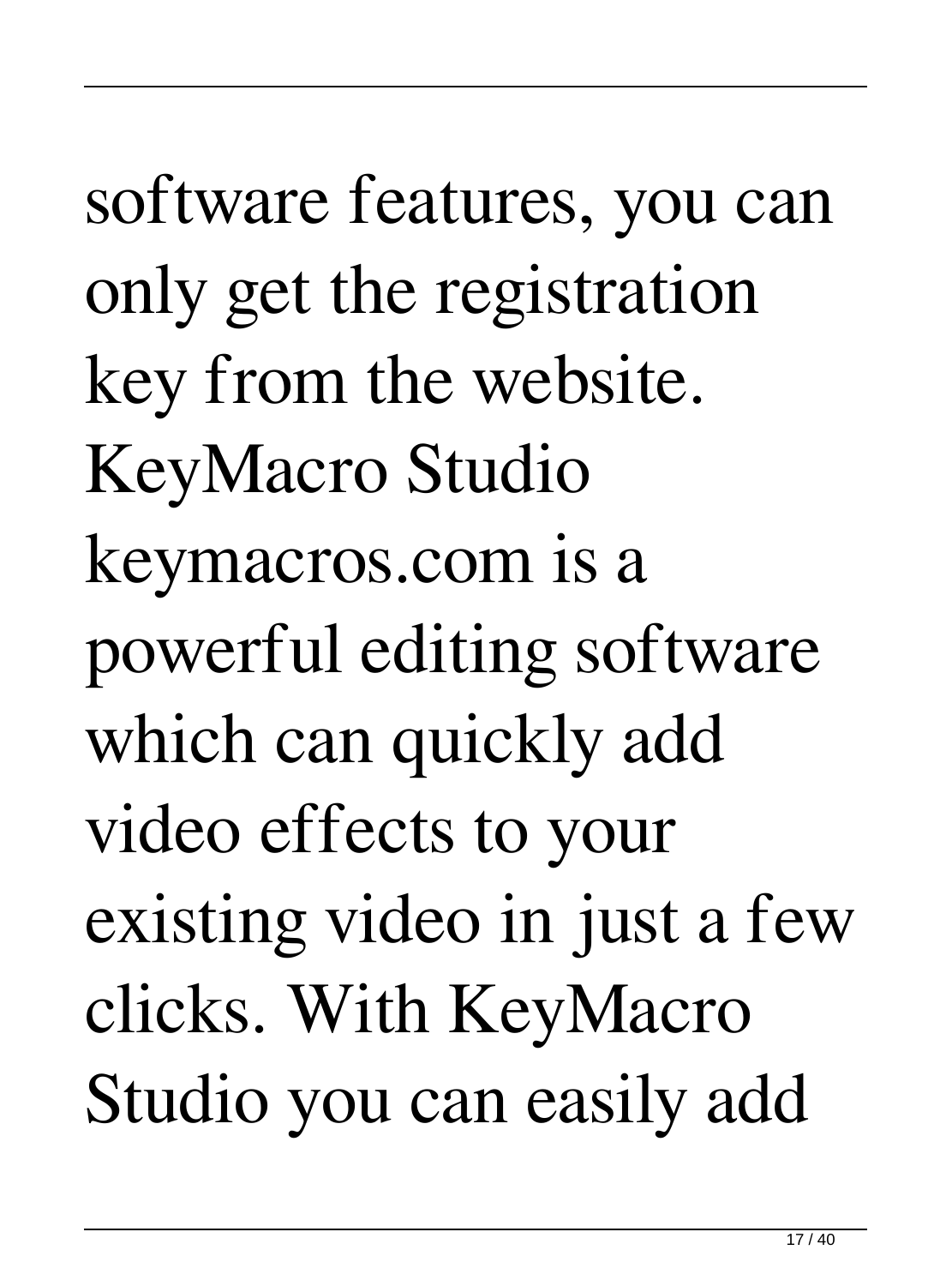software features, you can only get the registration key from the website. KeyMacro Studio keymacros.com is a powerful editing software which can quickly add video effects to your existing video in just a few clicks. With KeyMacro Studio you can easily add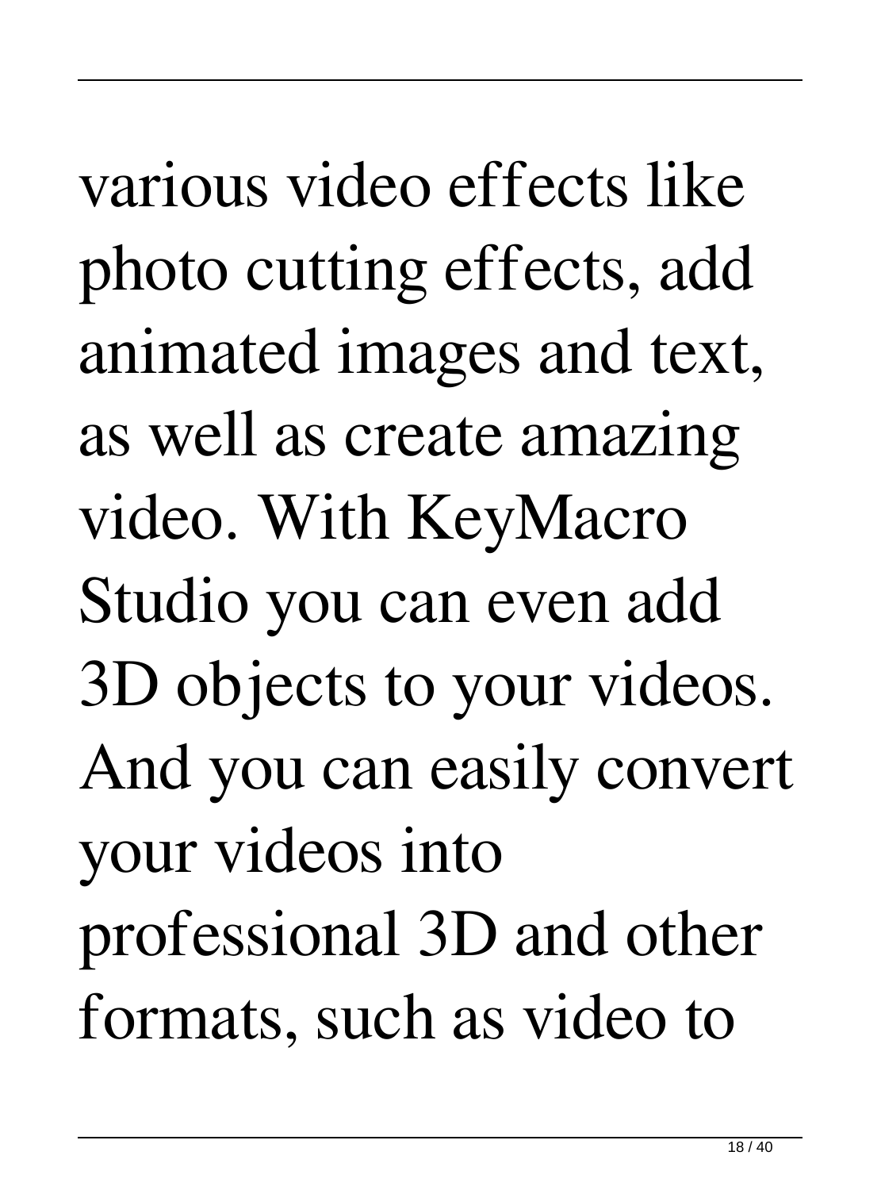various video effects like photo cutting effects, add animated images and text, as well as create amazing video. With KeyMacro Studio you can even add 3D objects to your videos. And you can easily convert your videos into professional 3D and other formats, such as video to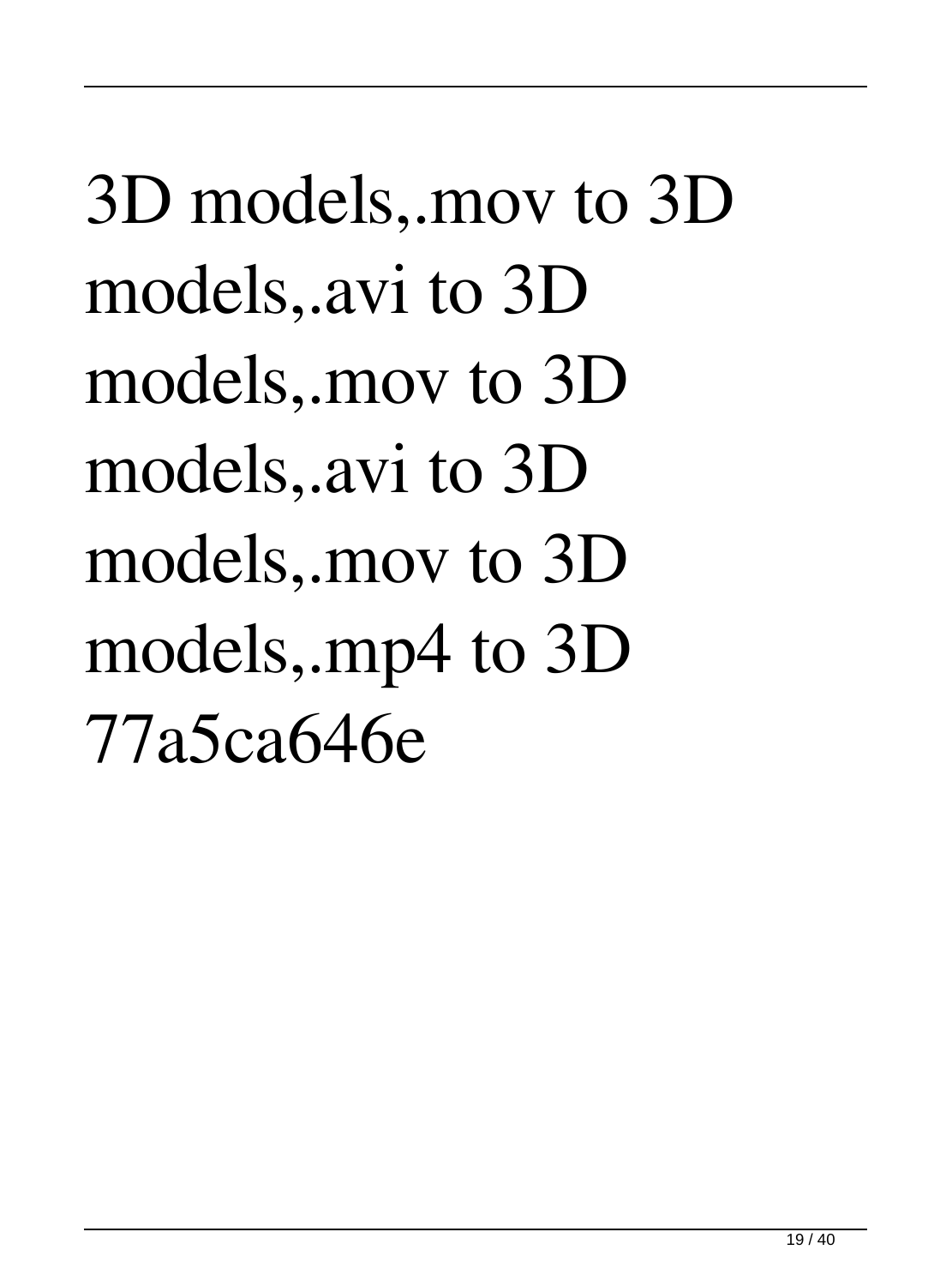3D models,.mov to 3D models,.avi to 3D models,.mov to 3D models,.avi to 3D models,.mov to 3D models,.mp4 to 3D 77a5ca646e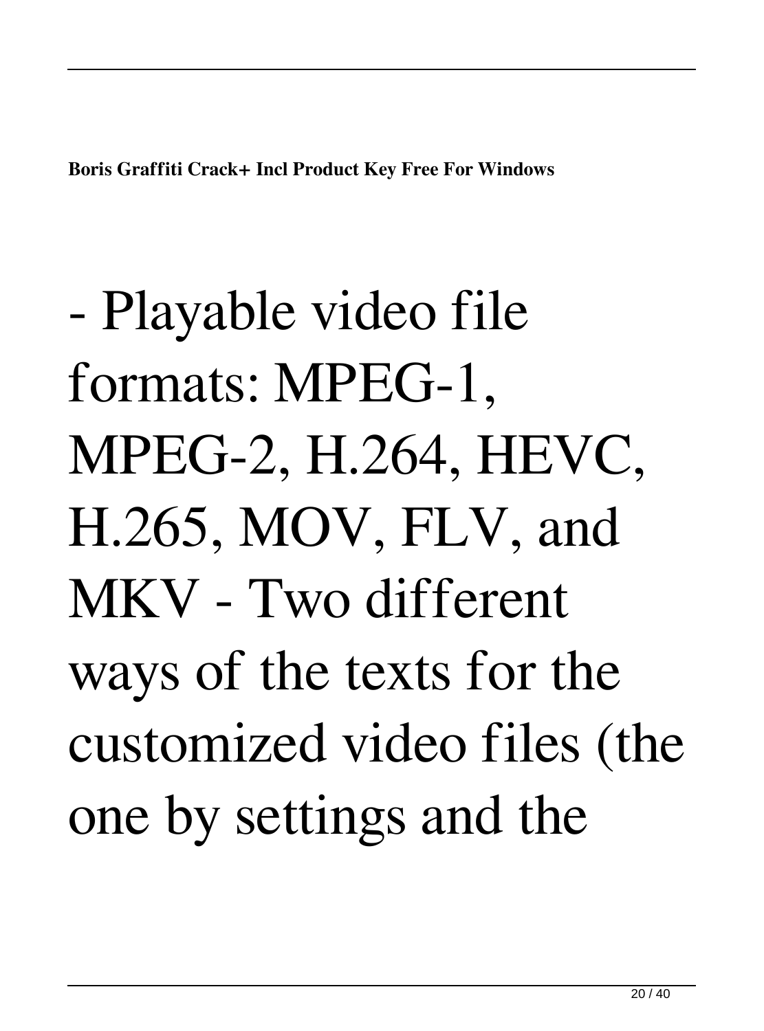- Playable video file formats: MPEG-1, MPEG-2, H.264, HEVC, H.265, MOV, FLV, and MKV - Two different ways of the texts for the customized video files (the one by settings and the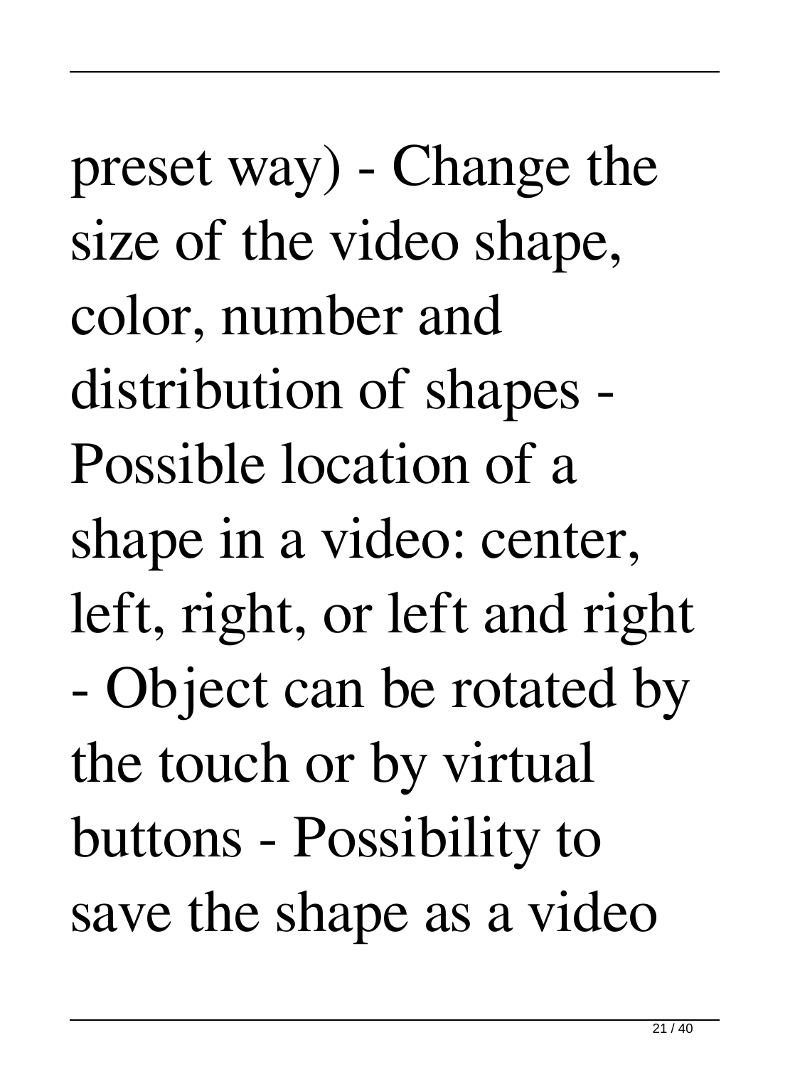preset way) - Change the size of the video shape, color, number and distribution of shapes - Possible location of a shape in a video: center, left, right, or left and right - Object can be rotated by the touch or by virtual buttons - Possibility to save the shape as a video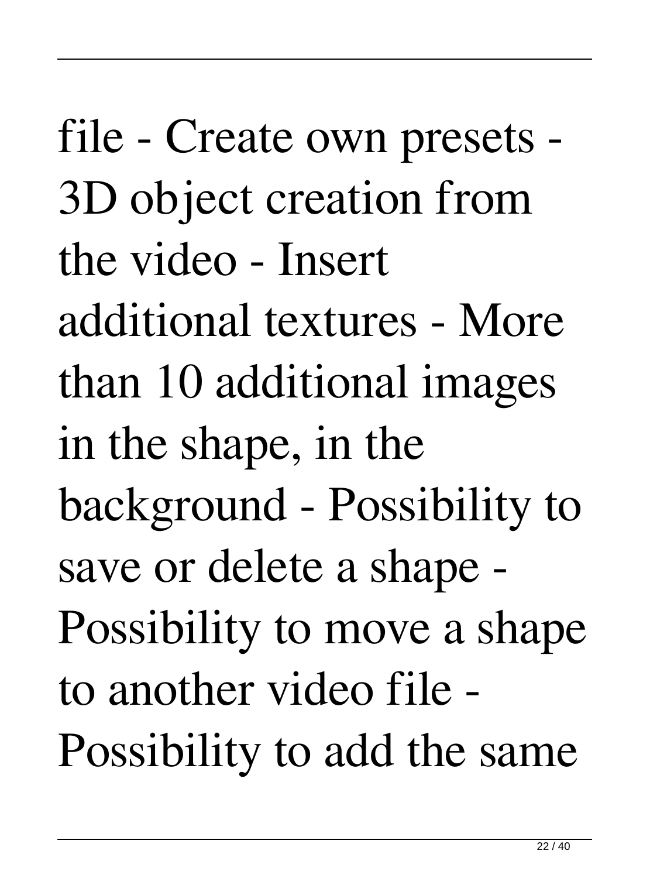file - Create own presets - 3D object creation from the video - Insert additional textures - More than 10 additional images in the shape, in the background - Possibility to save or delete a shape - Possibility to move a shape to another video file - Possibility to add the same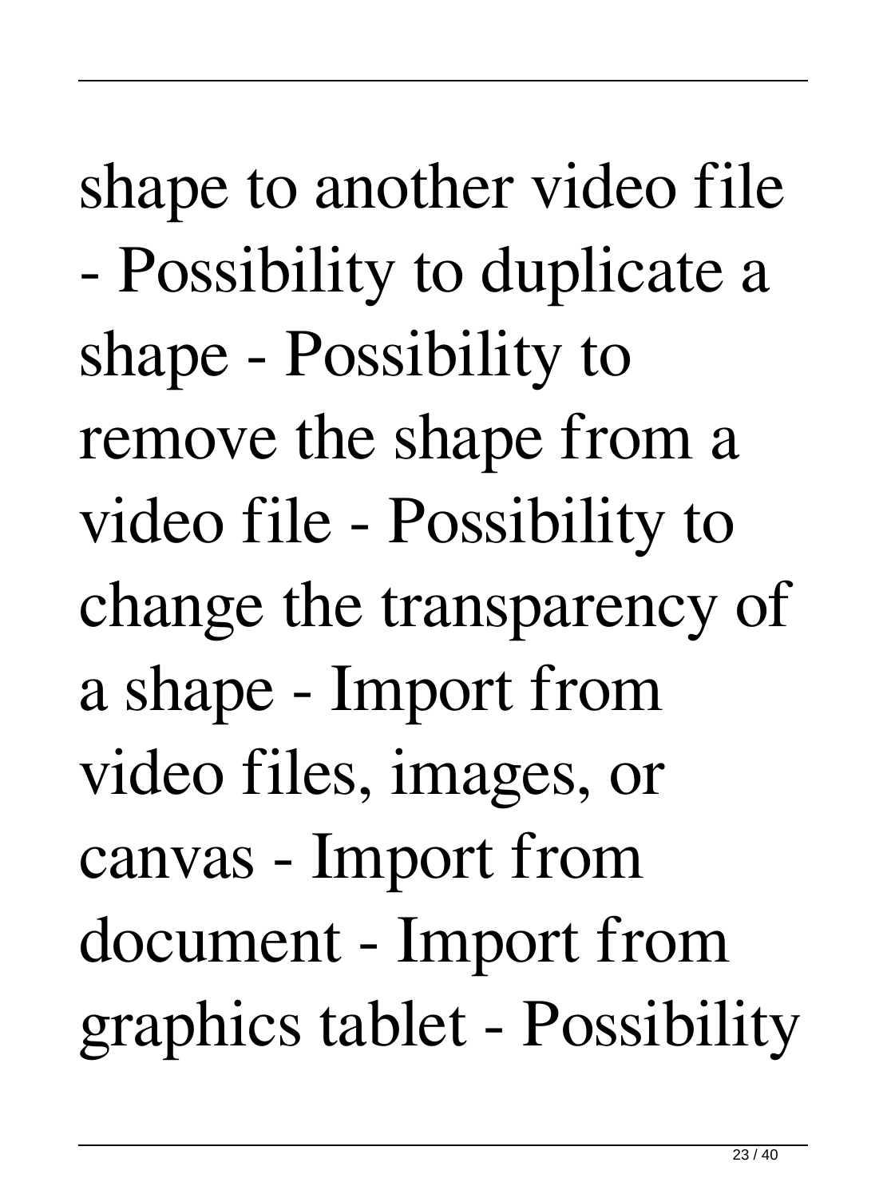shape to another video file - Possibility to duplicate a shape - Possibility to remove the shape from a video file - Possibility to change the transparency of a shape - Import from video files, images, or canvas - Import from document - Import from graphics tablet - Possibility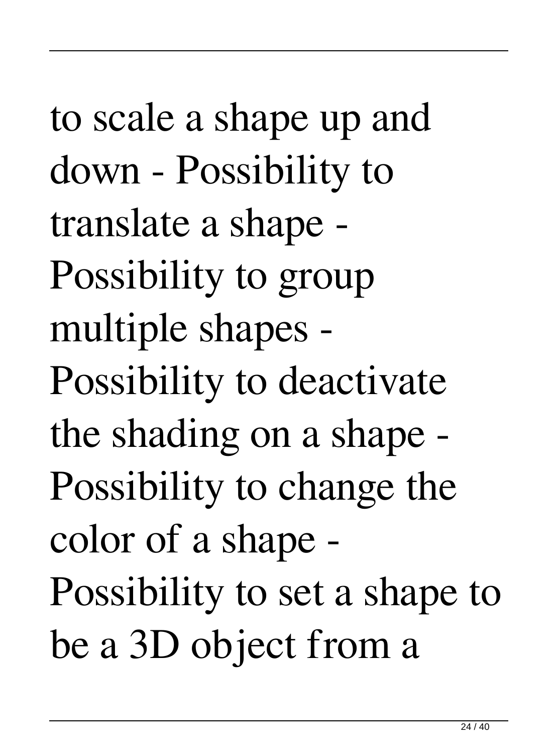to scale a shape up and down - Possibility to translate a shape - Possibility to group multiple shapes - Possibility to deactivate the shading on a shape - Possibility to change the color of a shape - Possibility to set a shape to be a 3D object from a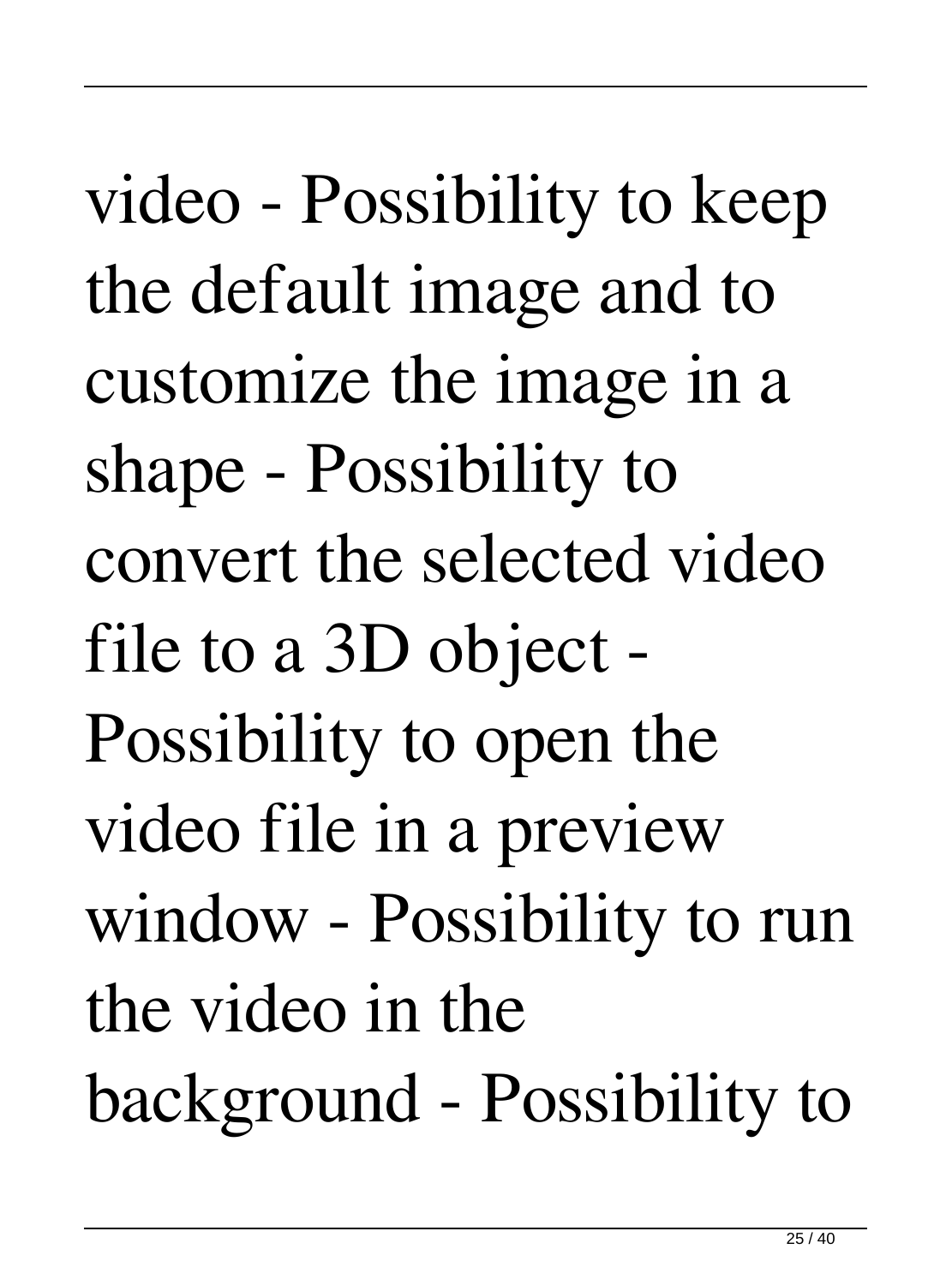video - Possibility to keep the default image and to customize the image in a shape - Possibility to convert the selected video file to a 3D object - Possibility to open the video file in a preview window - Possibility to run the video in the background - Possibility to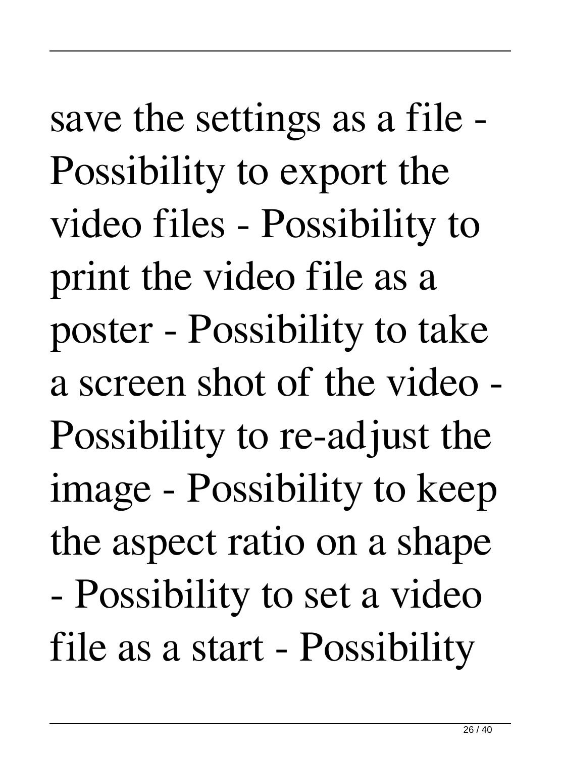save the settings as a file - Possibility to export the video files - Possibility to print the video file as a poster - Possibility to take a screen shot of the video - Possibility to re-adjust the image - Possibility to keep the aspect ratio on a shape - Possibility to set a video file as a start - Possibility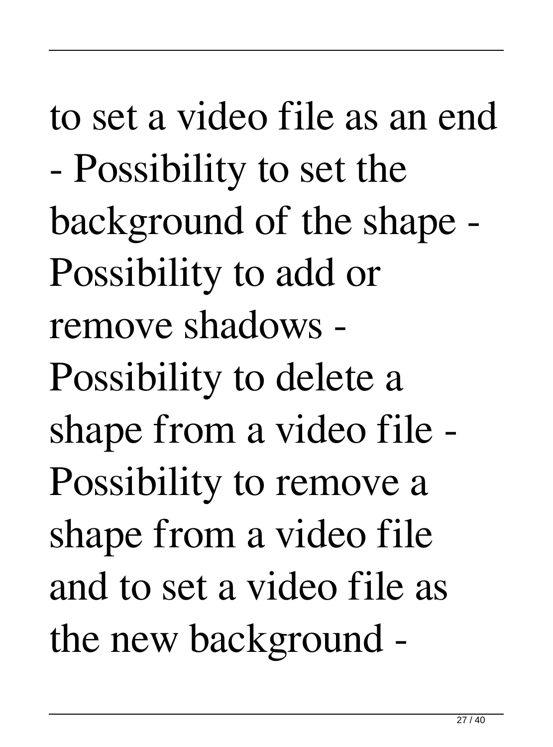to set a video file as an end - Possibility to set the background of the shape - Possibility to add or remove shadows - Possibility to delete a shape from a video file - Possibility to remove a shape from a video file and to set a video file as the new background -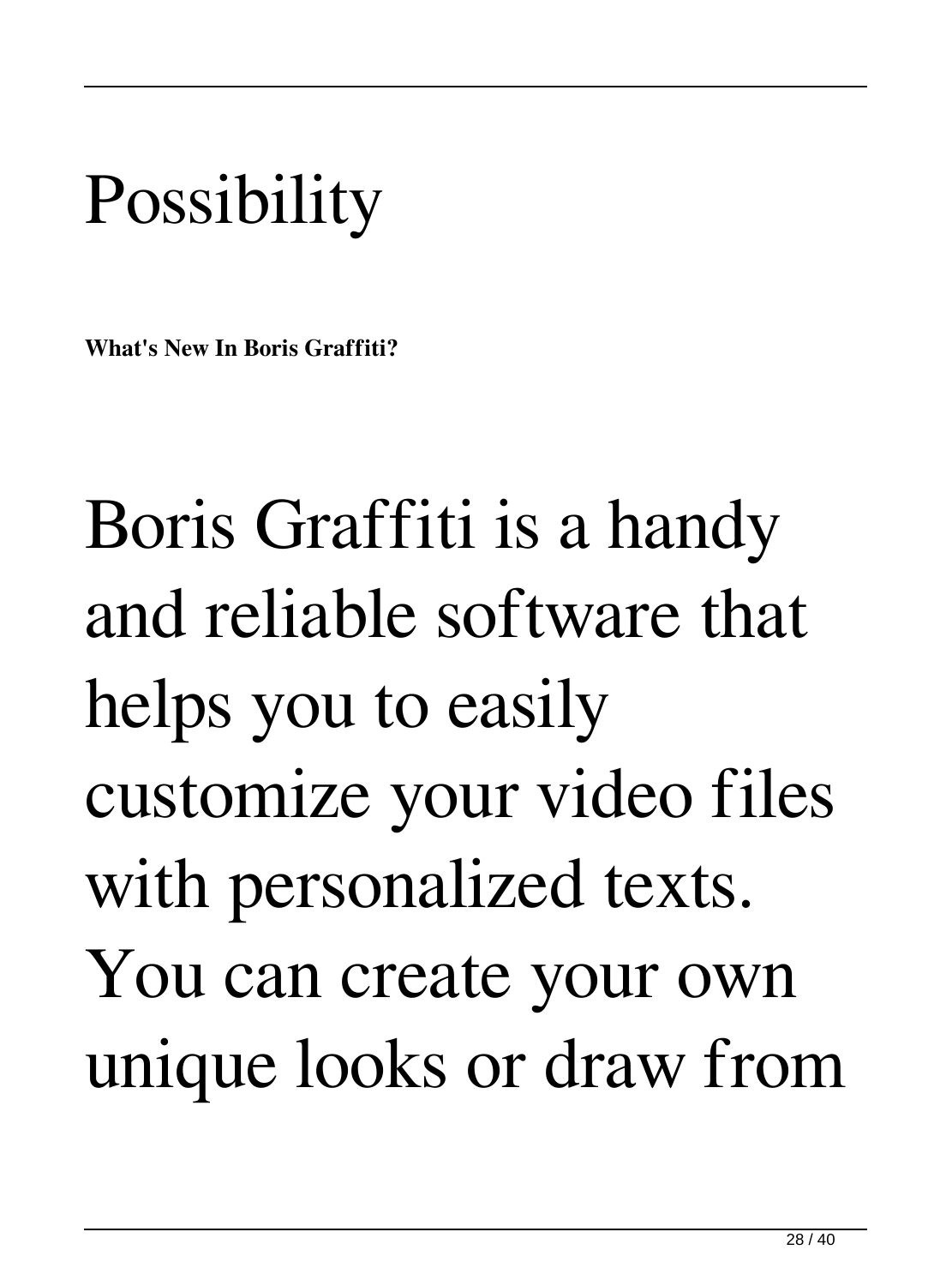Possibility

**What's New In Boris Graffiti?**

Boris Graffiti is a handy and reliable software that helps you to easily customize your video files with personalized texts. You can create your own unique looks or draw from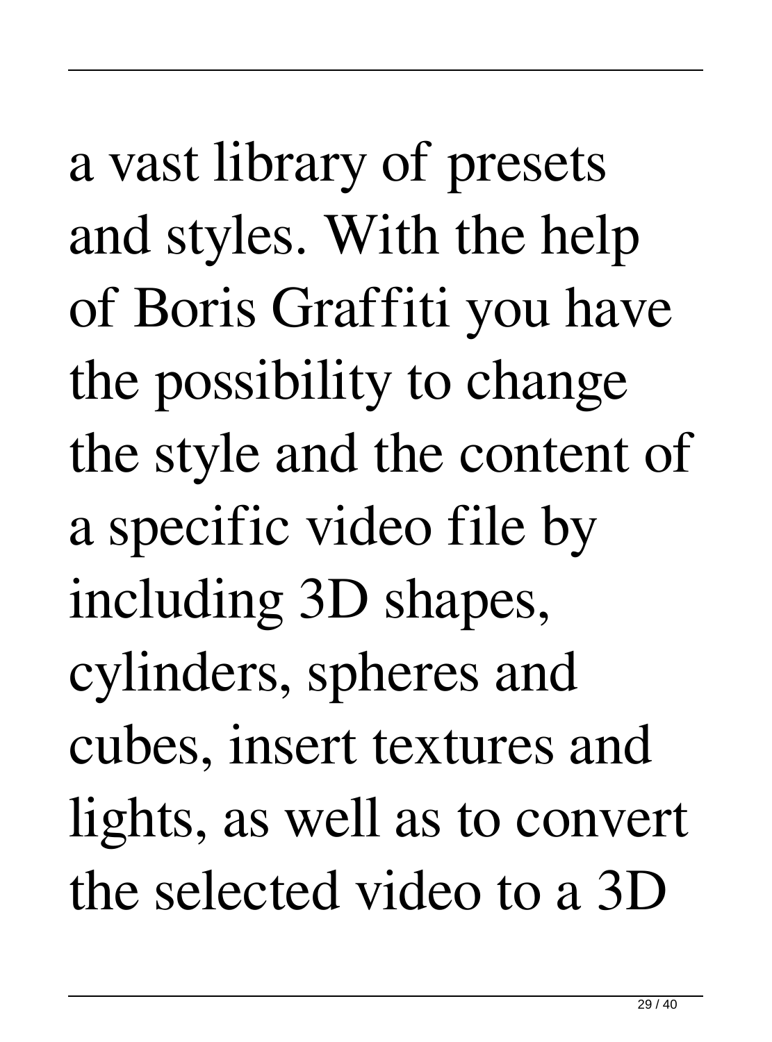a vast library of presets and styles. With the help of Boris Graffiti you have the possibility to change the style and the content of a specific video file by including 3D shapes, cylinders, spheres and cubes, insert textures and lights, as well as to convert the selected video to a 3D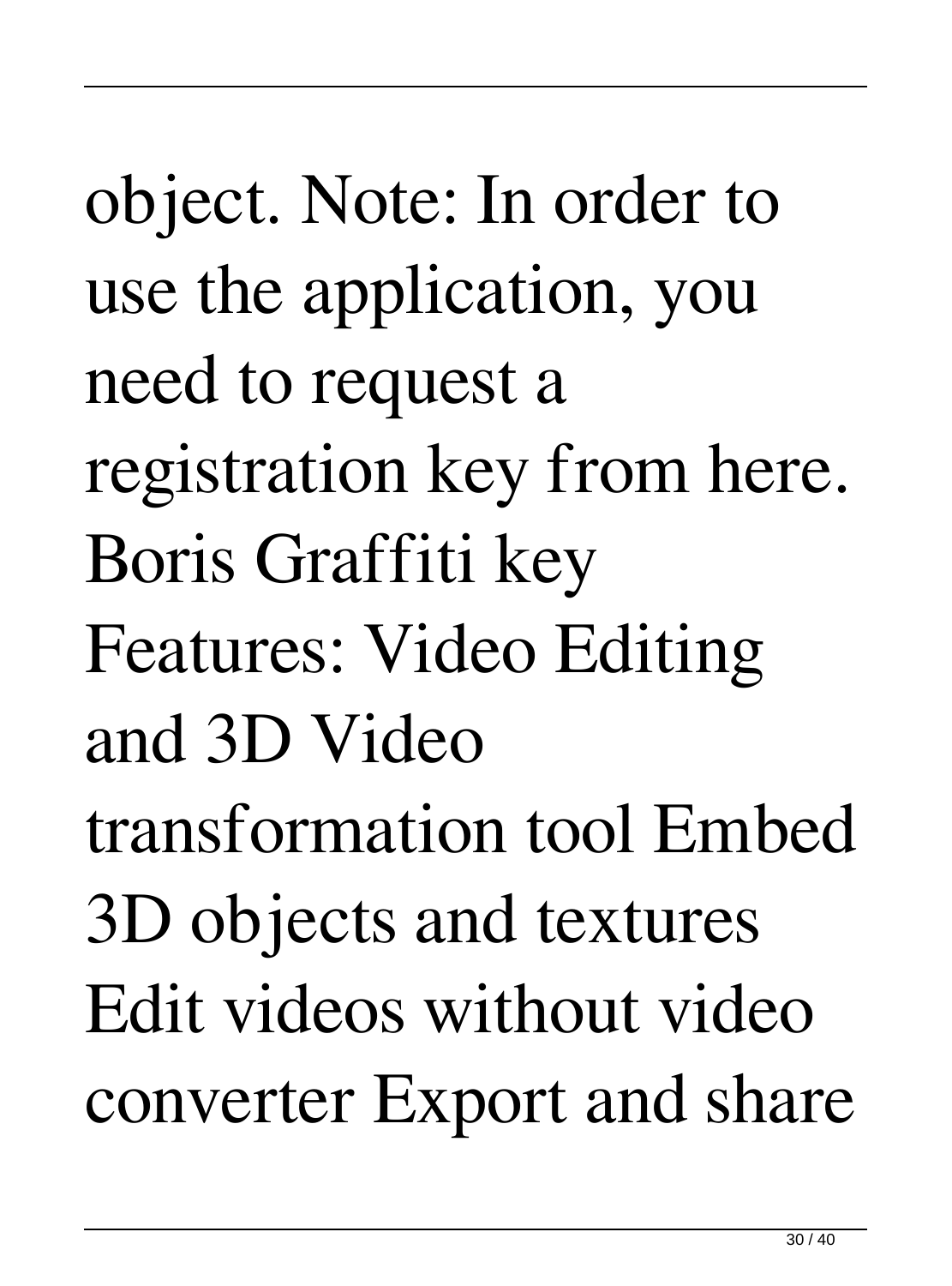object. Note: In order to use the application, you need to request a registration key from here. Boris Graffiti key Features: Video Editing and 3D Video transformation tool Embed 3D objects and textures Edit videos without video converter Export and share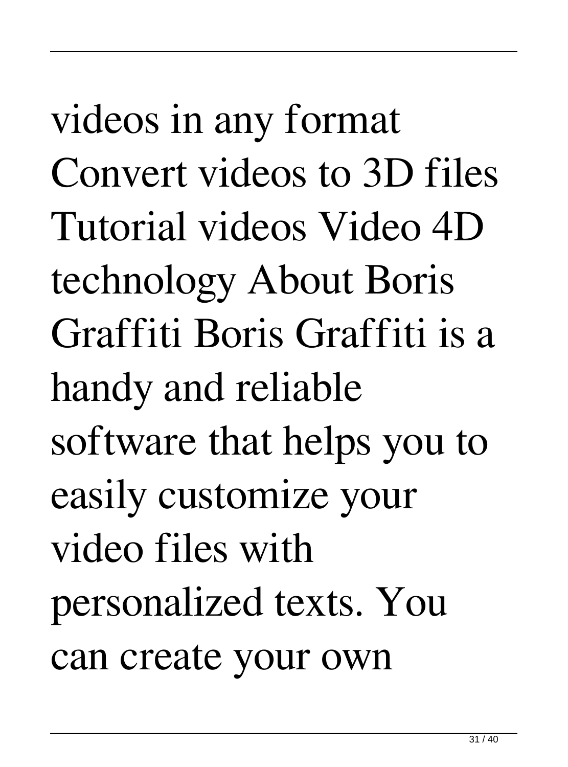videos in any format Convert videos to 3D files Tutorial videos Video 4D technology About Boris Graffiti Boris Graffiti is a handy and reliable software that helps you to easily customize your video files with personalized texts. You can create your own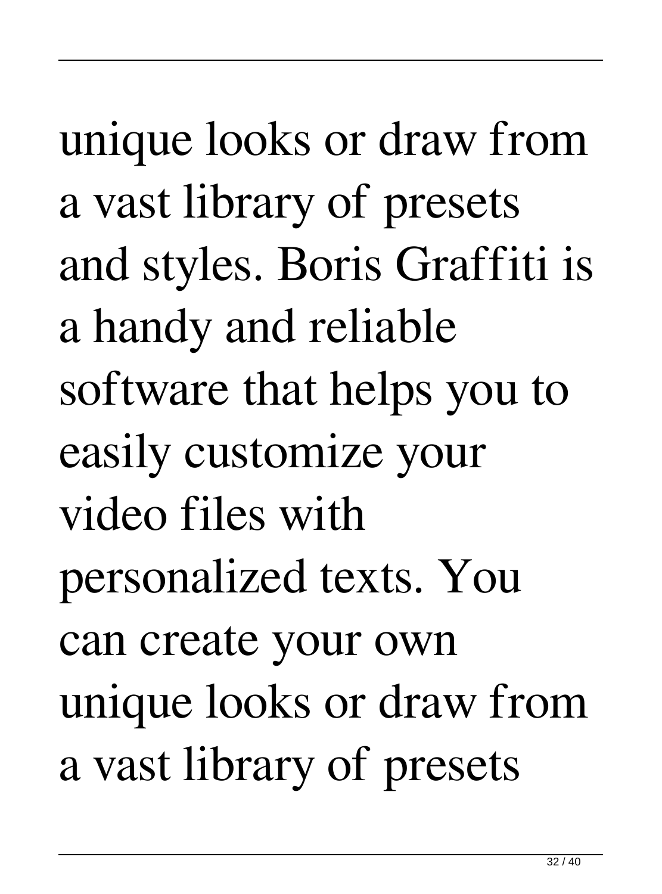unique looks or draw from a vast library of presets and styles. Boris Graffiti is a handy and reliable software that helps you to easily customize your video files with personalized texts. You can create your own unique looks or draw from a vast library of presets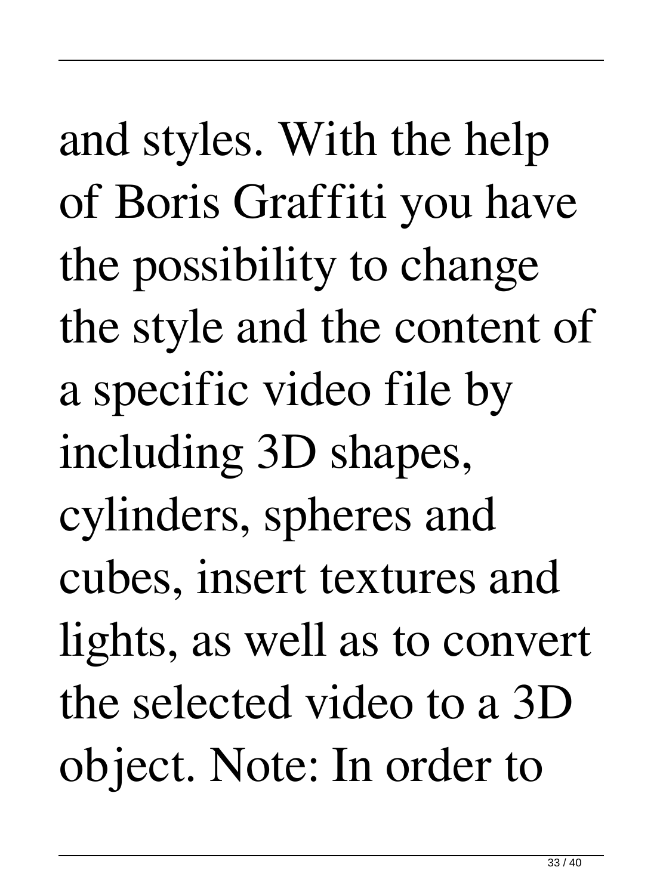and styles. With the help of Boris Graffiti you have the possibility to change the style and the content of a specific video file by including 3D shapes, cylinders, spheres and cubes, insert textures and lights, as well as to convert the selected video to a 3D object. Note: In order to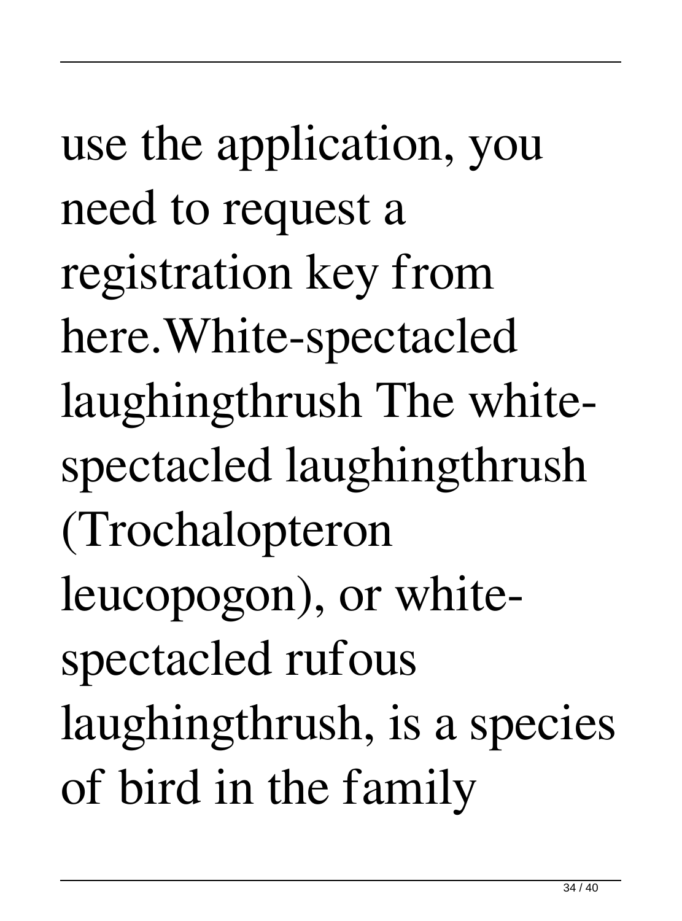use the application, you need to request a registration key from here.White-spectacled laughingthrush The white-spectacled laughingthrush (Trochalopteron leucopogon), or white-spectacled rufous laughingthrush, is a species of bird in the family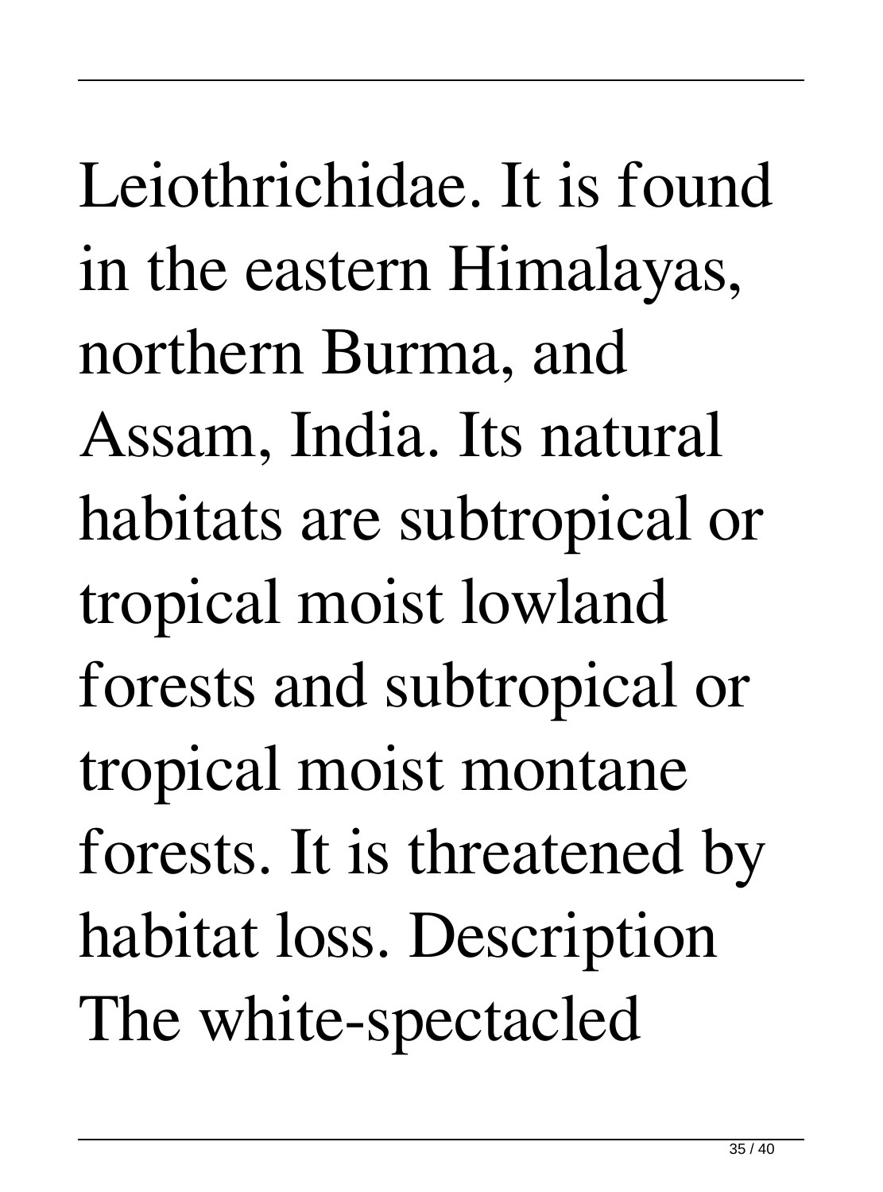Leiothrichidae. It is found in the eastern Himalayas, northern Burma, and Assam, India. Its natural habitats are subtropical or tropical moist lowland forests and subtropical or tropical moist montane forests. It is threatened by habitat loss. Description The white-spectacled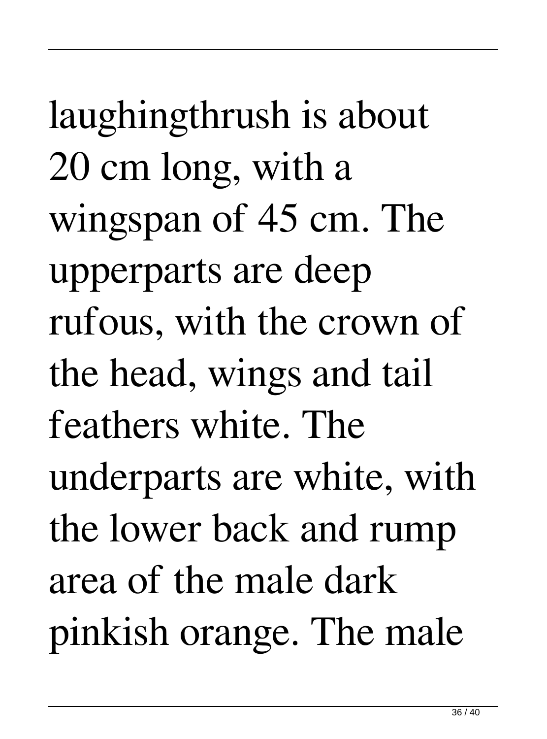laughingthrush is about 20 cm long, with a wingspan of 45 cm. The upperparts are deep rufous, with the crown of the head, wings and tail feathers white. The underparts are white, with the lower back and rump area of the male dark pinkish orange. The male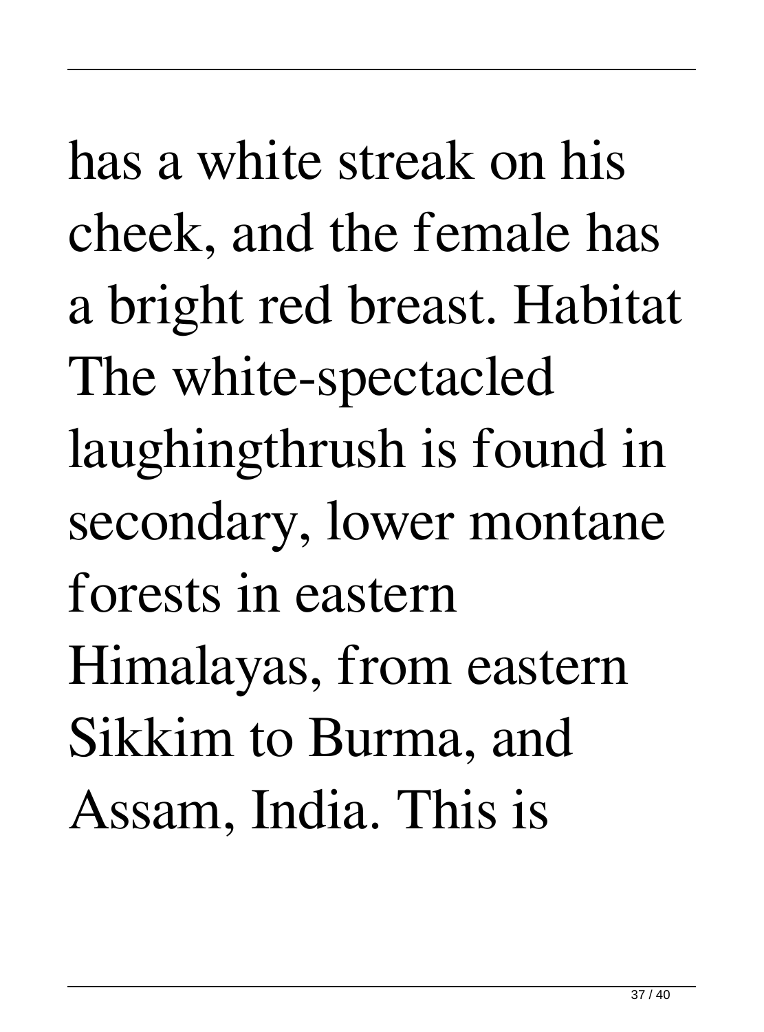has a white streak on his cheek, and the female has a bright red breast. Habitat The white-spectacled laughingthrush is found in secondary, lower montane forests in eastern Himalayas, from eastern Sikkim to Burma, and Assam, India. This is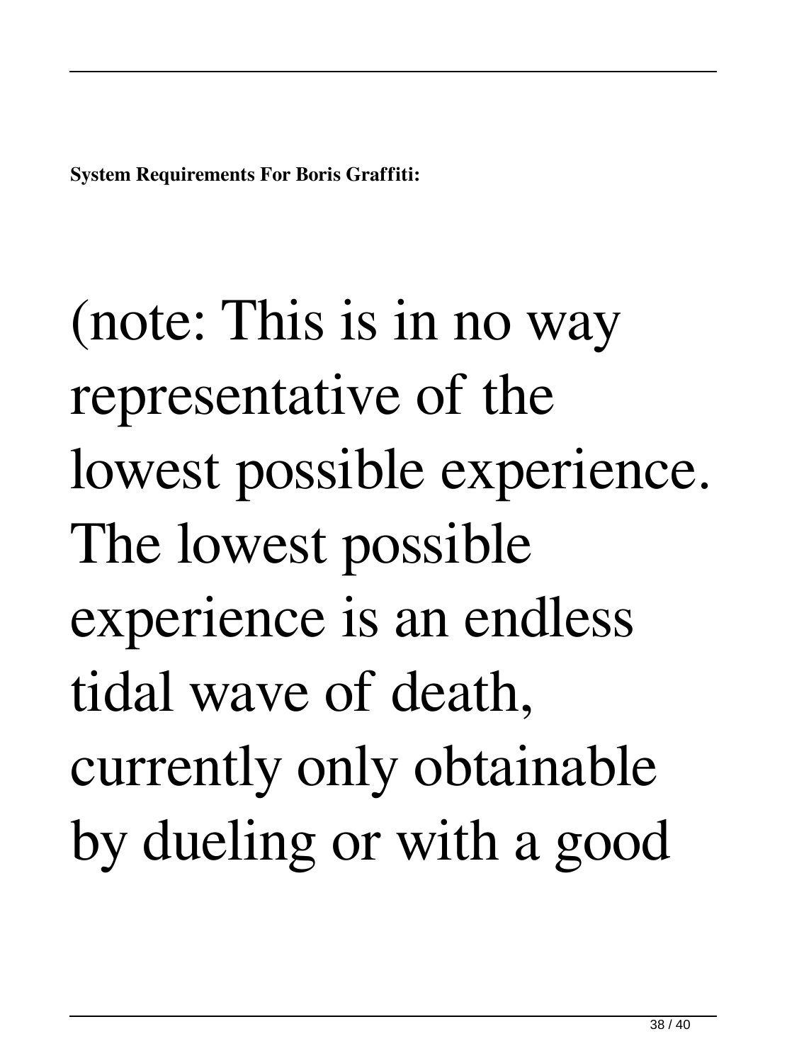**System Requirements For Boris Graffiti:**

(note: This is in no way representative of the lowest possible experience. The lowest possible experience is an endless tidal wave of death, currently only obtainable by dueling or with a good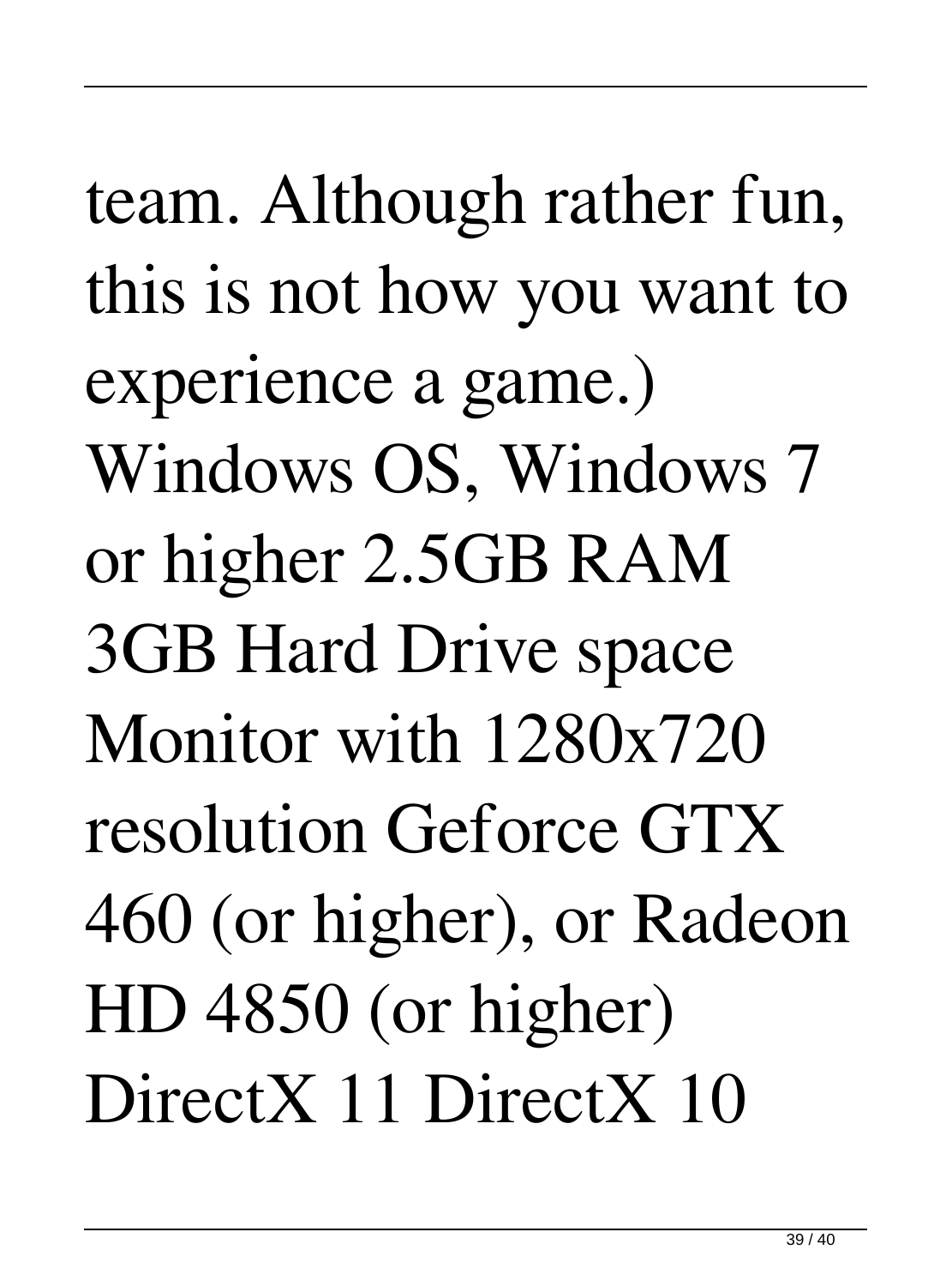team. Although rather fun, this is not how you want to experience a game.) Windows OS, Windows 7 or higher 2.5GB RAM 3GB Hard Drive space Monitor with 1280x720 resolution Geforce GTX 460 (or higher), or Radeon HD 4850 (or higher) DirectX 11 DirectX 10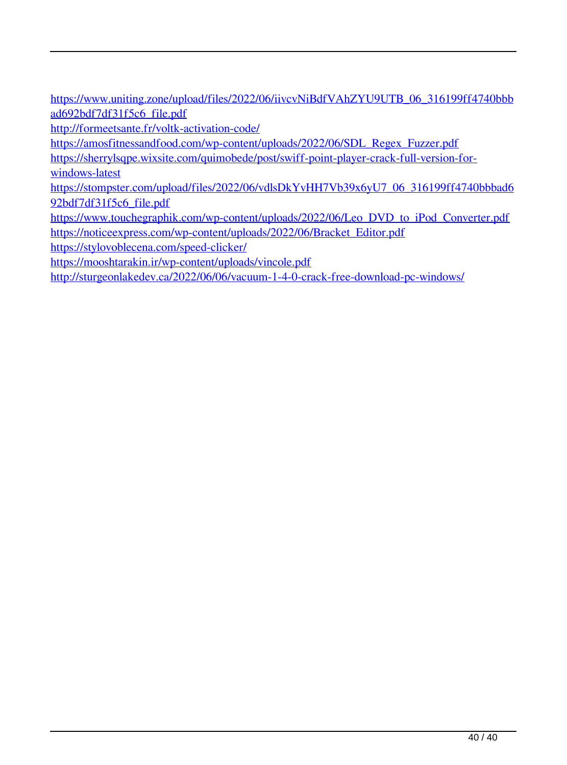https://www.uniting.zone/upload/files/2022/06/iivcvNiBdfVAhZYU9UTB_06_316199ff4740bbbad692bdf7df31f5c6_file.pdf
http://formeetsante.fr/voltk-activation-code/
https://amosfitnessandfood.com/wp-content/uploads/2022/06/SDL_Regex_Fuzzer.pdf
https://sherrylsqpe.wixsite.com/quimobede/post/swiff-point-player-crack-full-version-for-windows-latest
https://stompster.com/upload/files/2022/06/vdlsDkYvHH7Vb39x6yU7_06_316199ff4740bbbad692bdf7df31f5c6_file.pdf
https://www.touchegraphik.com/wp-content/uploads/2022/06/Leo_DVD_to_iPod_Converter.pdf
https://noticeexpress.com/wp-content/uploads/2022/06/Bracket_Editor.pdf
https://stylovoblecena.com/speed-clicker/
https://mooshtarakin.ir/wp-content/uploads/vincole.pdf
http://sturgeonlakedev.ca/2022/06/06/vacuum-1-4-0-crack-free-download-pc-windows/